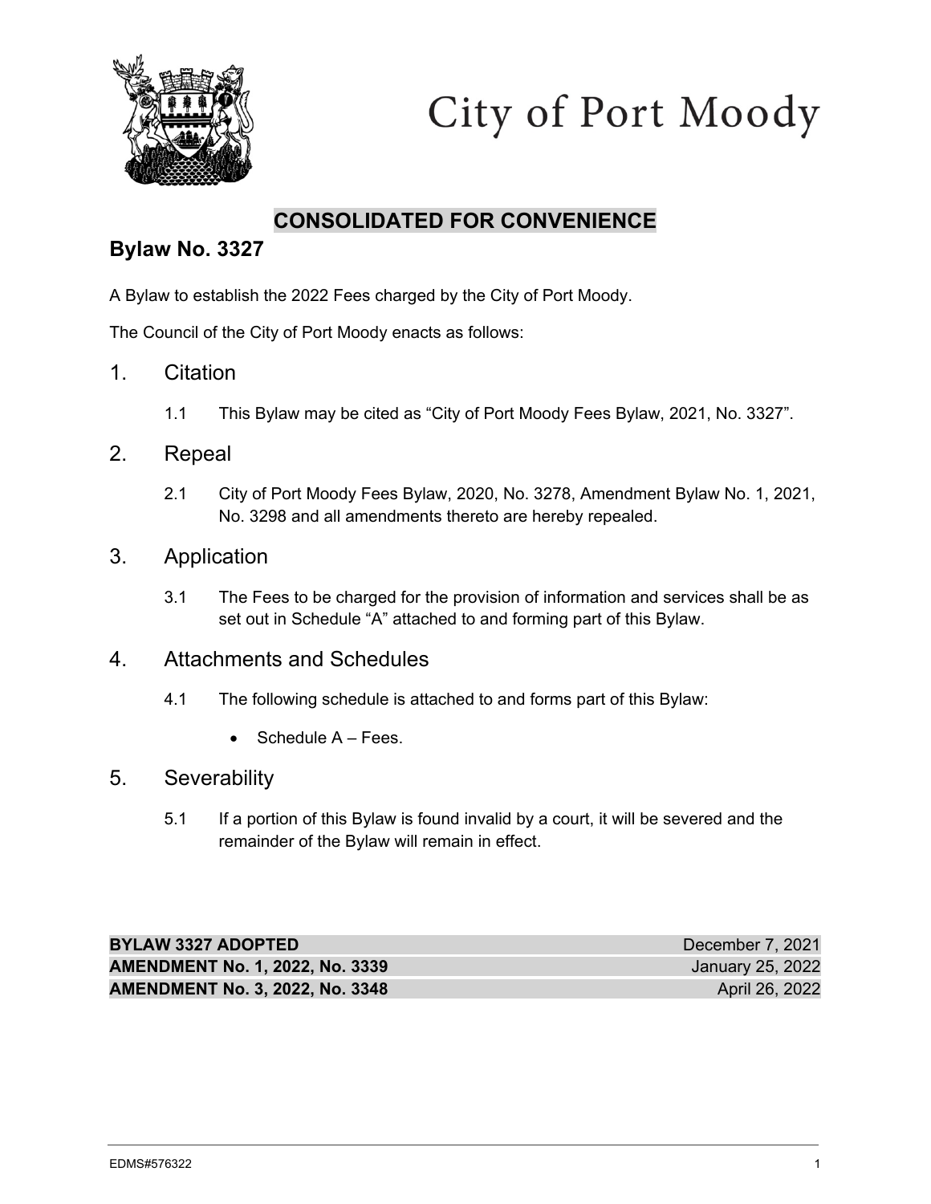City of Port Moody

**CONSOLIDATED FOR CONVENIENCE**

## Bylaw No. 3327

A Bylaw to establish the 2022 Fees charged by the City of Port Moody.

The Council of the City of Port Moody enacts as follows:

### 1. Citation

1.1 This Bylaw may be cited as "City of Port Moody Fees Bylaw, 2021, No. 3327".

### 2. Repeal

2.1 City of Port Moody Fees Bylaw, 2020, No. 3278, Amendment Bylaw No. 1, 2021, No. 3298 and all amendments thereto are hereby repealed.

### 3. Application

3.1 The Fees to be charged for the provision of information and services shall be as set out in Schedule "A" attached to and forming part of this Bylaw.

### 4. Attachments and Schedules

4.1 The following schedule is attached to and forms part of this Bylaw:

- Schedule A – Fees.

### 5. Severability

5.1 If a portion of this Bylaw is found invalid by a court, it will be severed and the remainder of the Bylaw will remain in effect.

| | |
|---|---|
| **BYLAW 3327 ADOPTED** | December 7, 2021 |
| **AMENDMENT No. 1, 2022, No. 3339** | January 25, 2022 |
| **AMENDMENT No. 3, 2022, No. 3348** | April 26, 2022 |

EDMS#576322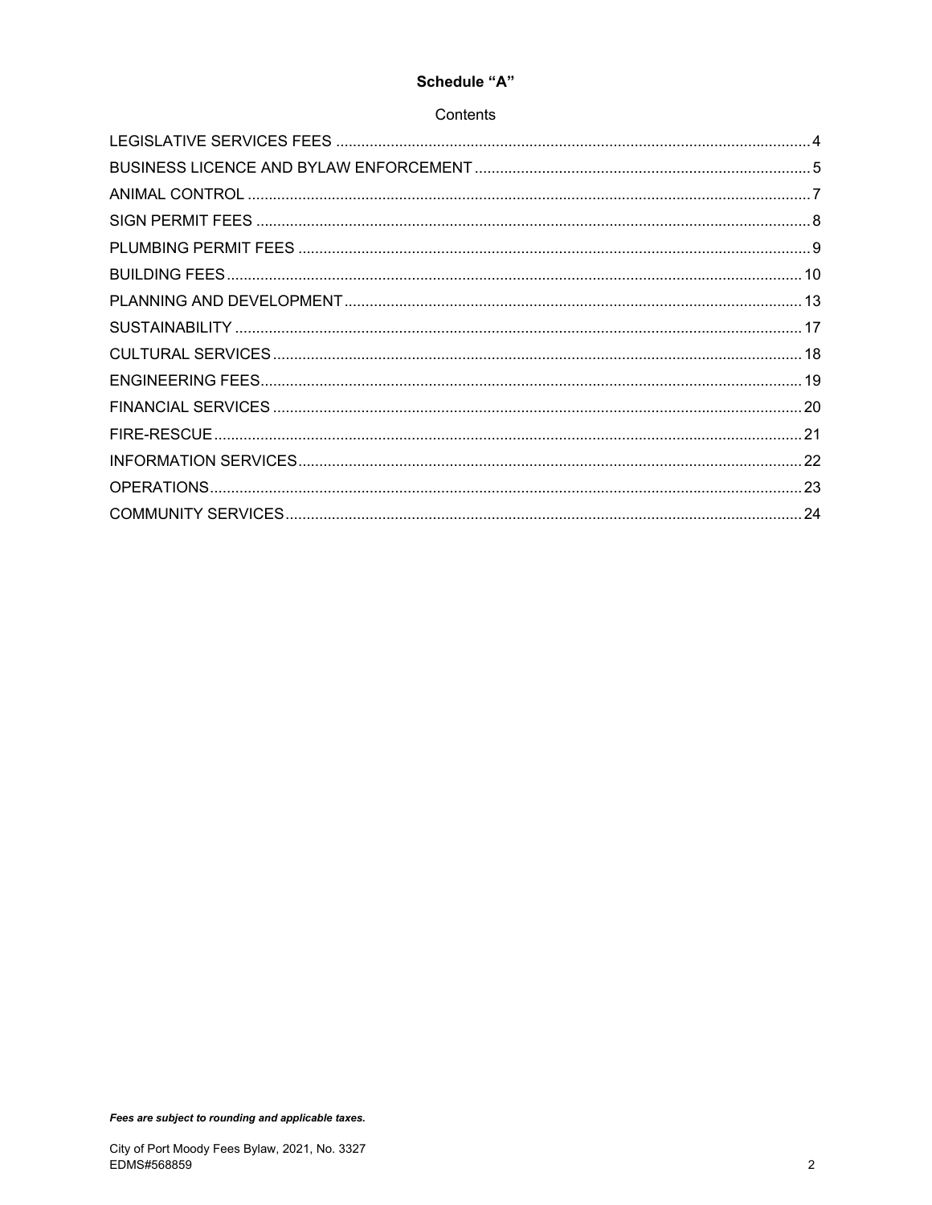# Schedule "A"

## Contents

| Section | Page |
| --- | --- |
| LEGISLATIVE SERVICES FEES | 4 |
| BUSINESS LICENCE AND BYLAW ENFORCEMENT | 5 |
| ANIMAL CONTROL | 7 |
| SIGN PERMIT FEES | 8 |
| PLUMBING PERMIT FEES | 9 |
| BUILDING FEES | 10 |
| PLANNING AND DEVELOPMENT | 13 |
| SUSTAINABILITY | 17 |
| CULTURAL SERVICES | 18 |
| ENGINEERING FEES | 19 |
| FINANCIAL SERVICES | 20 |
| FIRE-RESCUE | 21 |
| INFORMATION SERVICES | 22 |
| OPERATIONS | 23 |
| COMMUNITY SERVICES | 24 |

***Fees are subject to rounding and applicable taxes.***

City of Port Moody Fees Bylaw, 2021, No. 3327
EDMS#568859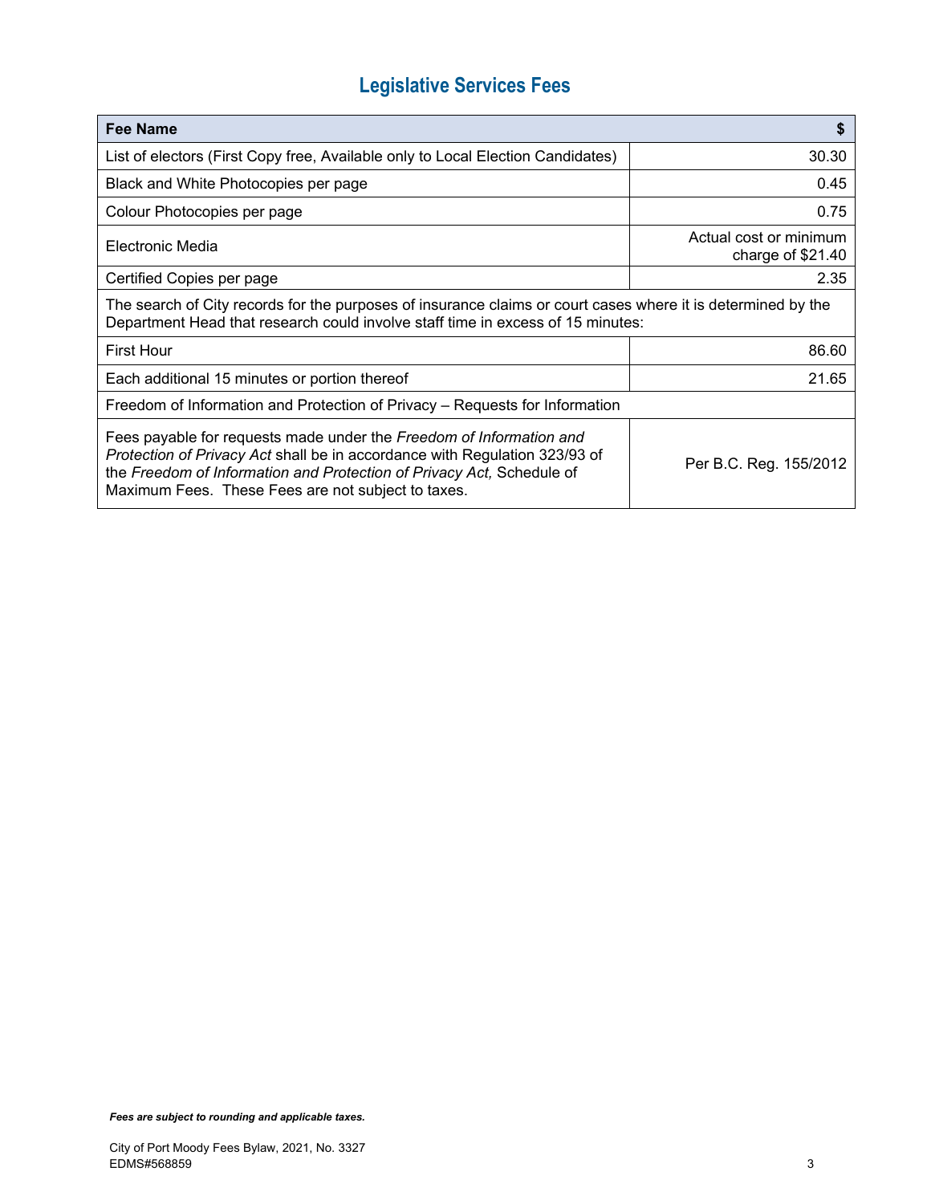## Legislative Services Fees

| Fee Name | $ |
|---|---|
| List of electors (First Copy free, Available only to Local Election Candidates) | 30.30 |
| Black and White Photocopies per page | 0.45 |
| Colour Photocopies per page | 0.75 |
| Electronic Media | Actual cost or minimum charge of $21.40 |
| Certified Copies per page | 2.35 |
| The search of City records for the purposes of insurance claims or court cases where it is determined by the Department Head that research could involve staff time in excess of 15 minutes: | |
| First Hour | 86.60 |
| Each additional 15 minutes or portion thereof | 21.65 |
| Freedom of Information and Protection of Privacy – Requests for Information | |
| Fees payable for requests made under the *Freedom of Information and Protection of Privacy Act* shall be in accordance with Regulation 323/93 of the *Freedom of Information and Protection of Privacy Act,* Schedule of Maximum Fees. These Fees are not subject to taxes. | Per B.C. Reg. 155/2012 |

***Fees are subject to rounding and applicable taxes.***

City of Port Moody Fees Bylaw, 2021, No. 3327
EDMS#568859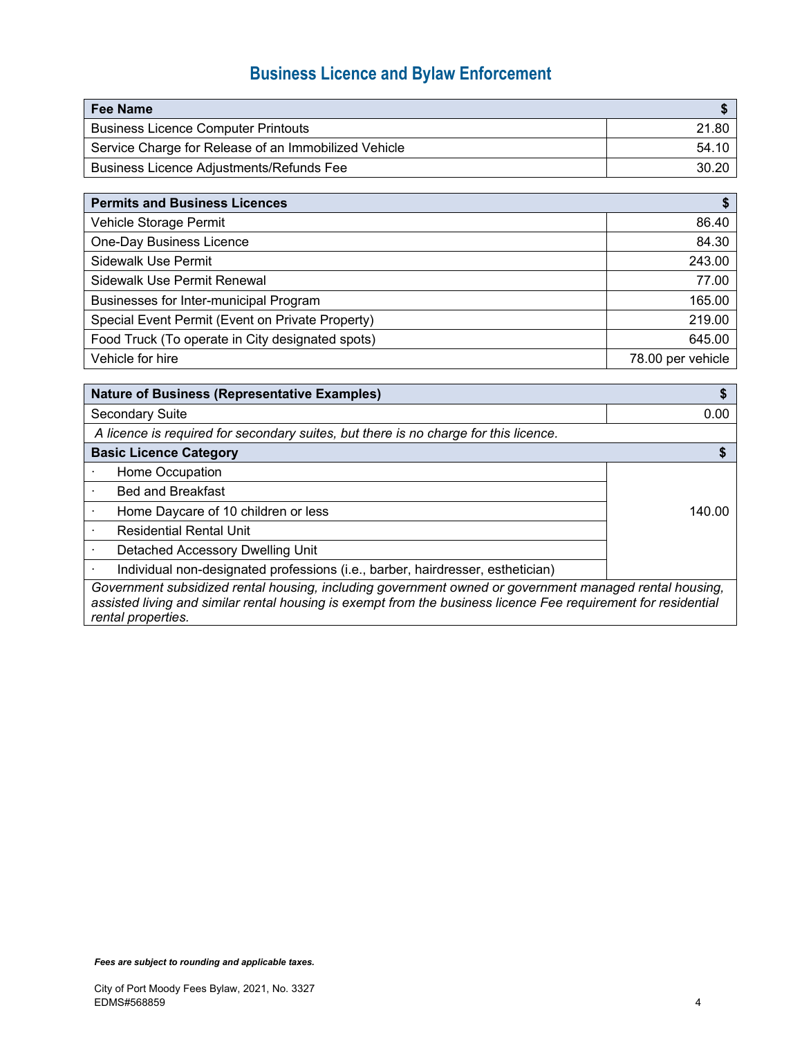# Business Licence and Bylaw Enforcement

| Fee Name | $ |
|---|---|
| Business Licence Computer Printouts | 21.80 |
| Service Charge for Release of an Immobilized Vehicle | 54.10 |
| Business Licence Adjustments/Refunds Fee | 30.20 |

| Permits and Business Licences | $ |
|---|---|
| Vehicle Storage Permit | 86.40 |
| One-Day Business Licence | 84.30 |
| Sidewalk Use Permit | 243.00 |
| Sidewalk Use Permit Renewal | 77.00 |
| Businesses for Inter-municipal Program | 165.00 |
| Special Event Permit (Event on Private Property) | 219.00 |
| Food Truck (To operate in City designated spots) | 645.00 |
| Vehicle for hire | 78.00 per vehicle |

| Nature of Business (Representative Examples) | $ |
|---|---|
| Secondary Suite | 0.00 |
| *A licence is required for secondary suites, but there is no charge for this licence.* | |
| **Basic Licence Category** | **$** |
| · Home Occupation | 140.00 |
| · Bed and Breakfast | |
| · Home Daycare of 10 children or less | |
| · Residential Rental Unit | |
| · Detached Accessory Dwelling Unit | |
| · Individual non-designated professions (i.e., barber, hairdresser, esthetician) | |
| *Government subsidized rental housing, including government owned or government managed rental housing, assisted living and similar rental housing is exempt from the business licence Fee requirement for residential rental properties.* | |

***Fees are subject to rounding and applicable taxes.***

City of Port Moody Fees Bylaw, 2021, No. 3327
EDMS#568859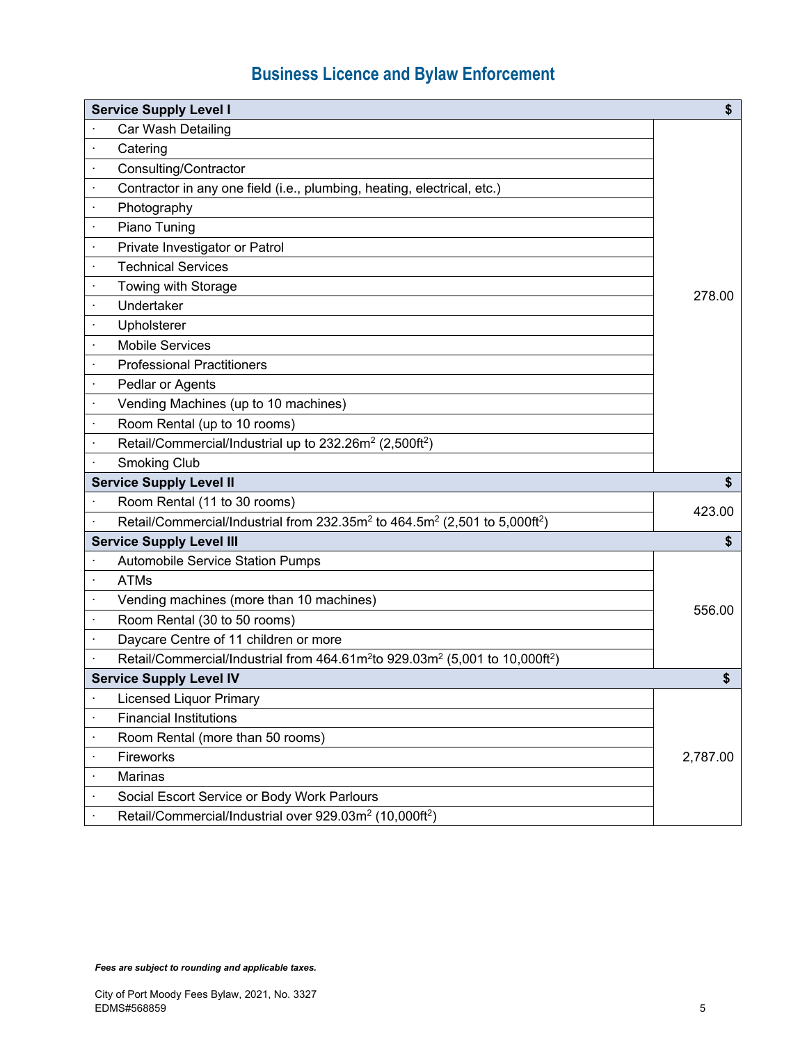## Business Licence and Bylaw Enforcement

| **Service Supply Level I** | **$** |
|---|---|
| · Car Wash Detailing | 278.00 |
| · Catering | |
| · Consulting/Contractor | |
| · Contractor in any one field (i.e., plumbing, heating, electrical, etc.) | |
| · Photography | |
| · Piano Tuning | |
| · Private Investigator or Patrol | |
| · Technical Services | |
| · Towing with Storage | |
| · Undertaker | |
| · Upholsterer | |
| · Mobile Services | |
| · Professional Practitioners | |
| · Pedlar or Agents | |
| · Vending Machines (up to 10 machines) | |
| · Room Rental (up to 10 rooms) | |
| · Retail/Commercial/Industrial up to 232.26m$^2$ (2,500ft$^2$) | |
| · Smoking Club | |
| **Service Supply Level II** | **$** |
| · Room Rental (11 to 30 rooms) | 423.00 |
| · Retail/Commercial/Industrial from 232.35m$^2$ to 464.5m$^2$ (2,501 to 5,000ft$^2$) | |
| **Service Supply Level III** | **$** |
| · Automobile Service Station Pumps | 556.00 |
| · ATMs | |
| · Vending machines (more than 10 machines) | |
| · Room Rental (30 to 50 rooms) | |
| · Daycare Centre of 11 children or more | |
| · Retail/Commercial/Industrial from 464.61m$^2$to 929.03m$^2$ (5,001 to 10,000ft$^2$) | |
| **Service Supply Level IV** | **$** |
| · Licensed Liquor Primary | 2,787.00 |
| · Financial Institutions | |
| · Room Rental (more than 50 rooms) | |
| · Fireworks | |
| · Marinas | |
| · Social Escort Service or Body Work Parlours | |
| · Retail/Commercial/Industrial over 929.03m$^2$ (10,000ft$^2$) | |

***Fees are subject to rounding and applicable taxes.***

City of Port Moody Fees Bylaw, 2021, No. 3327
EDMS#568859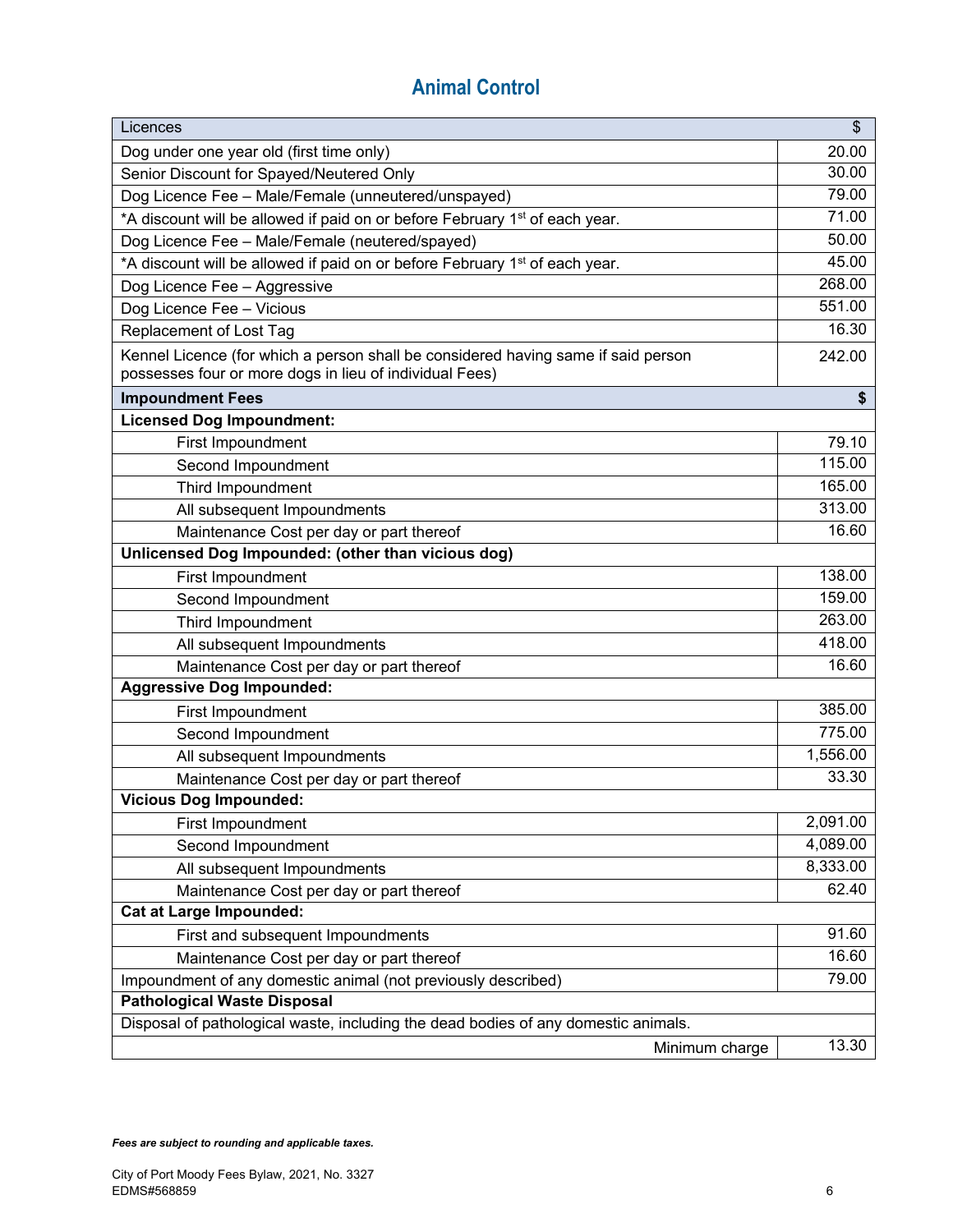## Animal Control

| Licences | $ |
|---|---|
| Dog under one year old (first time only) | 20.00 |
| Senior Discount for Spayed/Neutered Only | 30.00 |
| Dog Licence Fee – Male/Female (unneutered/unspayed) | 79.00 |
| *A discount will be allowed if paid on or before February 1st of each year. | 71.00 |
| Dog Licence Fee – Male/Female (neutered/spayed) | 50.00 |
| *A discount will be allowed if paid on or before February 1st of each year. | 45.00 |
| Dog Licence Fee – Aggressive | 268.00 |
| Dog Licence Fee – Vicious | 551.00 |
| Replacement of Lost Tag | 16.30 |
| Kennel Licence (for which a person shall be considered having same if said person possesses four or more dogs in lieu of individual Fees) | 242.00 |
| **Impoundment Fees** | **$** |
| **Licensed Dog Impoundment:** | |
| First Impoundment | 79.10 |
| Second Impoundment | 115.00 |
| Third Impoundment | 165.00 |
| All subsequent Impoundments | 313.00 |
| Maintenance Cost per day or part thereof | 16.60 |
| **Unlicensed Dog Impounded: (other than vicious dog)** | |
| First Impoundment | 138.00 |
| Second Impoundment | 159.00 |
| Third Impoundment | 263.00 |
| All subsequent Impoundments | 418.00 |
| Maintenance Cost per day or part thereof | 16.60 |
| **Aggressive Dog Impounded:** | |
| First Impoundment | 385.00 |
| Second Impoundment | 775.00 |
| All subsequent Impoundments | 1,556.00 |
| Maintenance Cost per day or part thereof | 33.30 |
| **Vicious Dog Impounded:** | |
| First Impoundment | 2,091.00 |
| Second Impoundment | 4,089.00 |
| All subsequent Impoundments | 8,333.00 |
| Maintenance Cost per day or part thereof | 62.40 |
| **Cat at Large Impounded:** | |
| First and subsequent Impoundments | 91.60 |
| Maintenance Cost per day or part thereof | 16.60 |
| Impoundment of any domestic animal (not previously described) | 79.00 |
| **Pathological Waste Disposal** | |
| Disposal of pathological waste, including the dead bodies of any domestic animals. | |
| Minimum charge | 13.30 |

***Fees are subject to rounding and applicable taxes.***

City of Port Moody Fees Bylaw, 2021, No. 3327
EDMS#568859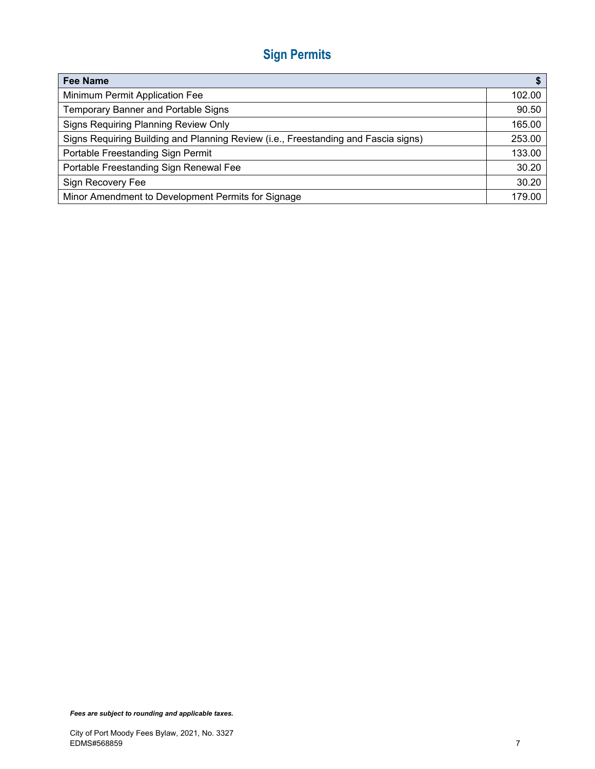## Sign Permits

| Fee Name | $ |
|---|---|
| Minimum Permit Application Fee | 102.00 |
| Temporary Banner and Portable Signs | 90.50 |
| Signs Requiring Planning Review Only | 165.00 |
| Signs Requiring Building and Planning Review (i.e., Freestanding and Fascia signs) | 253.00 |
| Portable Freestanding Sign Permit | 133.00 |
| Portable Freestanding Sign Renewal Fee | 30.20 |
| Sign Recovery Fee | 30.20 |
| Minor Amendment to Development Permits for Signage | 179.00 |

***Fees are subject to rounding and applicable taxes.***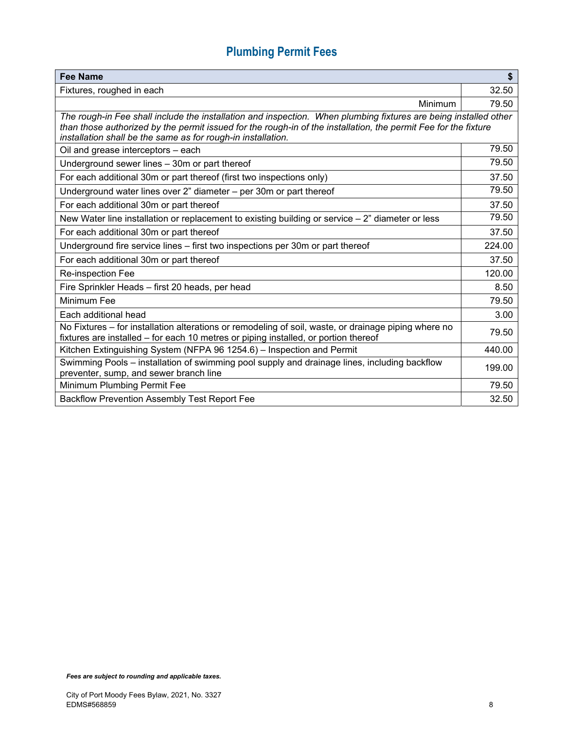## Plumbing Permit Fees

| Fee Name | $ |
|---|---|
| Fixtures, roughed in each | 32.50 |
| Minimum | 79.50 |
| *The rough-in Fee shall include the installation and inspection. When plumbing fixtures are being installed other than those authorized by the permit issued for the rough-in of the installation, the permit Fee for the fixture installation shall be the same as for rough-in installation.* | |
| Oil and grease interceptors – each | 79.50 |
| Underground sewer lines – 30m or part thereof | 79.50 |
| For each additional 30m or part thereof (first two inspections only) | 37.50 |
| Underground water lines over 2" diameter – per 30m or part thereof | 79.50 |
| For each additional 30m or part thereof | 37.50 |
| New Water line installation or replacement to existing building or service – 2" diameter or less | 79.50 |
| For each additional 30m or part thereof | 37.50 |
| Underground fire service lines – first two inspections per 30m or part thereof | 224.00 |
| For each additional 30m or part thereof | 37.50 |
| Re-inspection Fee | 120.00 |
| Fire Sprinkler Heads – first 20 heads, per head | 8.50 |
| Minimum Fee | 79.50 |
| Each additional head | 3.00 |
| No Fixtures – for installation alterations or remodeling of soil, waste, or drainage piping where no fixtures are installed – for each 10 metres or piping installed, or portion thereof | 79.50 |
| Kitchen Extinguishing System (NFPA 96 1254.6) – Inspection and Permit | 440.00 |
| Swimming Pools – installation of swimming pool supply and drainage lines, including backflow preventer, sump, and sewer branch line | 199.00 |
| Minimum Plumbing Permit Fee | 79.50 |
| Backflow Prevention Assembly Test Report Fee | 32.50 |

***Fees are subject to rounding and applicable taxes.***

City of Port Moody Fees Bylaw, 2021, No. 3327
EDMS#568859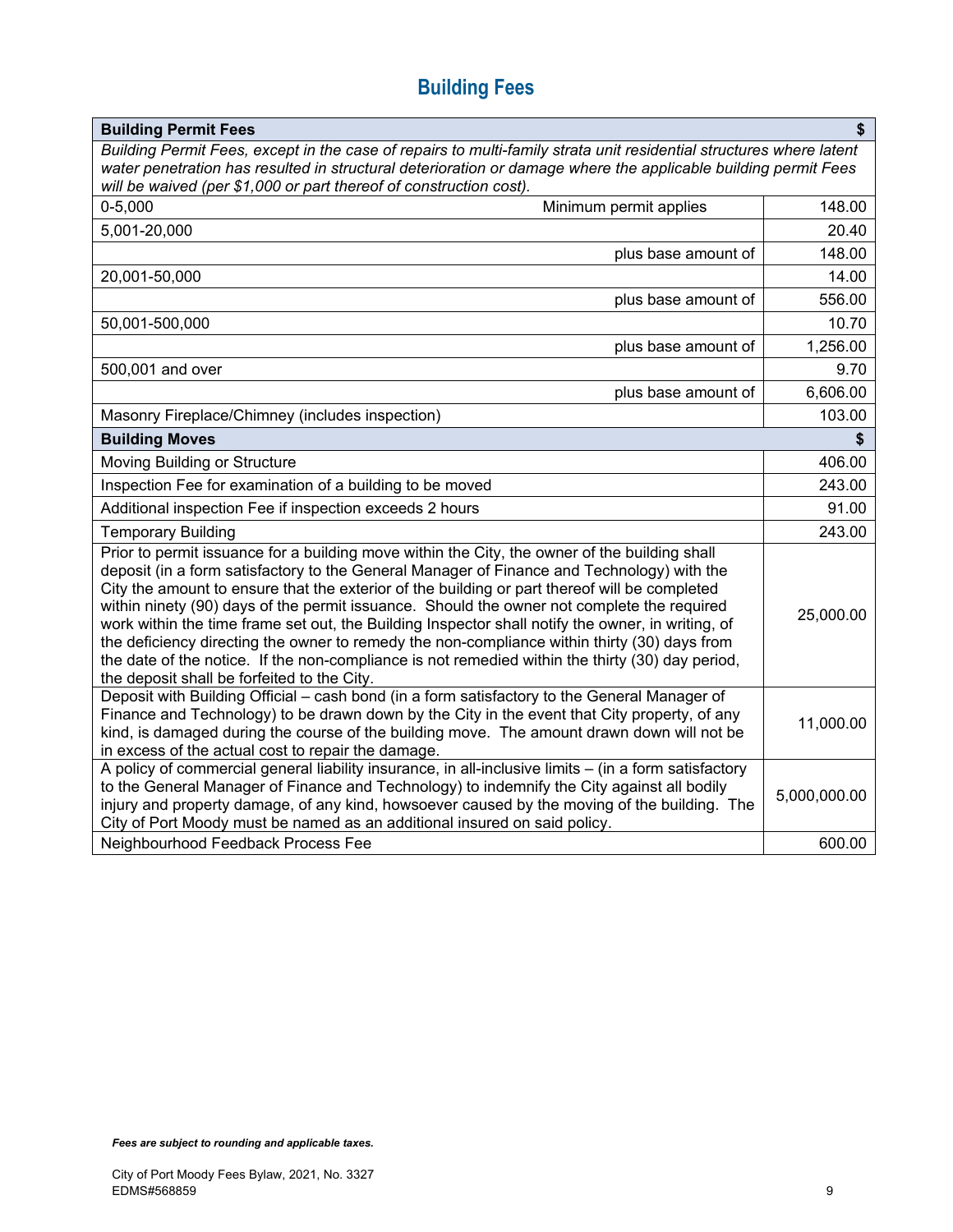# Building Fees

| **Building Permit Fees** | | **$** |
|---|---|---|
| *Building Permit Fees, except in the case of repairs to multi-family strata unit residential structures where latent water penetration has resulted in structural deterioration or damage where the applicable building permit Fees will be waived (per $1,000 or part thereof of construction cost).* | | |
| 0-5,000 | Minimum permit applies | 148.00 |
| 5,001-20,000 | | 20.40 |
| | plus base amount of | 148.00 |
| 20,001-50,000 | | 14.00 |
| | plus base amount of | 556.00 |
| 50,001-500,000 | | 10.70 |
| | plus base amount of | 1,256.00 |
| 500,001 and over | | 9.70 |
| | plus base amount of | 6,606.00 |
| Masonry Fireplace/Chimney (includes inspection) | | 103.00 |
| **Building Moves** | | **$** |
| Moving Building or Structure | | 406.00 |
| Inspection Fee for examination of a building to be moved | | 243.00 |
| Additional inspection Fee if inspection exceeds 2 hours | | 91.00 |
| Temporary Building | | 243.00 |
| Prior to permit issuance for a building move within the City, the owner of the building shall deposit (in a form satisfactory to the General Manager of Finance and Technology) with the City the amount to ensure that the exterior of the building or part thereof will be completed within ninety (90) days of the permit issuance. Should the owner not complete the required work within the time frame set out, the Building Inspector shall notify the owner, in writing, of the deficiency directing the owner to remedy the non-compliance within thirty (30) days from the date of the notice. If the non-compliance is not remedied within the thirty (30) day period, the deposit shall be forfeited to the City. | | 25,000.00 |
| Deposit with Building Official – cash bond (in a form satisfactory to the General Manager of Finance and Technology) to be drawn down by the City in the event that City property, of any kind, is damaged during the course of the building move. The amount drawn down will not be in excess of the actual cost to repair the damage. | | 11,000.00 |
| A policy of commercial general liability insurance, in all-inclusive limits – (in a form satisfactory to the General Manager of Finance and Technology) to indemnify the City against all bodily injury and property damage, of any kind, howsoever caused by the moving of the building. The City of Port Moody must be named as an additional insured on said policy. | | 5,000,000.00 |
| Neighbourhood Feedback Process Fee | | 600.00 |

***Fees are subject to rounding and applicable taxes.***

City of Port Moody Fees Bylaw, 2021, No. 3327
EDMS#568859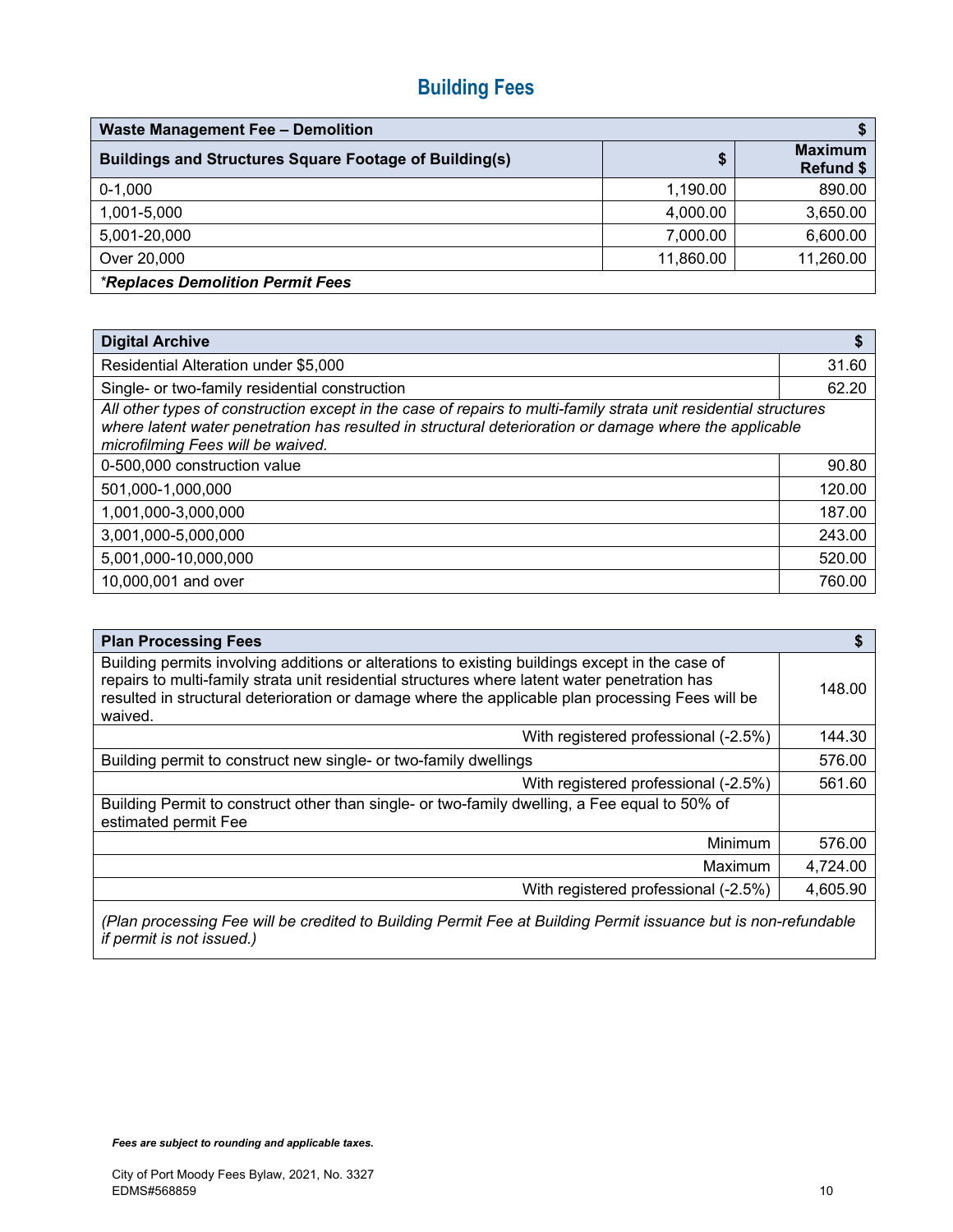# Building Fees

| Waste Management Fee – Demolition | | $ |
|---|---|---|
| **Buildings and Structures Square Footage of Building(s)** | **$** | **Maximum Refund $** |
| 0-1,000 | 1,190.00 | 890.00 |
| 1,001-5,000 | 4,000.00 | 3,650.00 |
| 5,001-20,000 | 7,000.00 | 6,600.00 |
| Over 20,000 | 11,860.00 | 11,260.00 |
| ***Replaces Demolition Permit Fees** | | |

| Digital Archive | $ |
|---|---|
| Residential Alteration under $5,000 | 31.60 |
| Single- or two-family residential construction | 62.20 |
| *All other types of construction except in the case of repairs to multi-family strata unit residential structures where latent water penetration has resulted in structural deterioration or damage where the applicable microfilming Fees will be waived.* | |
| 0-500,000 construction value | 90.80 |
| 501,000-1,000,000 | 120.00 |
| 1,001,000-3,000,000 | 187.00 |
| 3,001,000-5,000,000 | 243.00 |
| 5,001,000-10,000,000 | 520.00 |
| 10,000,001 and over | 760.00 |

| Plan Processing Fees | $ |
|---|---|
| Building permits involving additions or alterations to existing buildings except in the case of repairs to multi-family strata unit residential structures where latent water penetration has resulted in structural deterioration or damage where the applicable plan processing Fees will be waived. | 148.00 |
| With registered professional (-2.5%) | 144.30 |
| Building permit to construct new single- or two-family dwellings | 576.00 |
| With registered professional (-2.5%) | 561.60 |
| Building Permit to construct other than single- or two-family dwelling, a Fee equal to 50% of estimated permit Fee | |
| Minimum | 576.00 |
| Maximum | 4,724.00 |
| With registered professional (-2.5%) | 4,605.90 |
| *(Plan processing Fee will be credited to Building Permit Fee at Building Permit issuance but is non-refundable if permit is not issued.)* | |

***Fees are subject to rounding and applicable taxes.***

City of Port Moody Fees Bylaw, 2021, No. 3327
EDMS#568859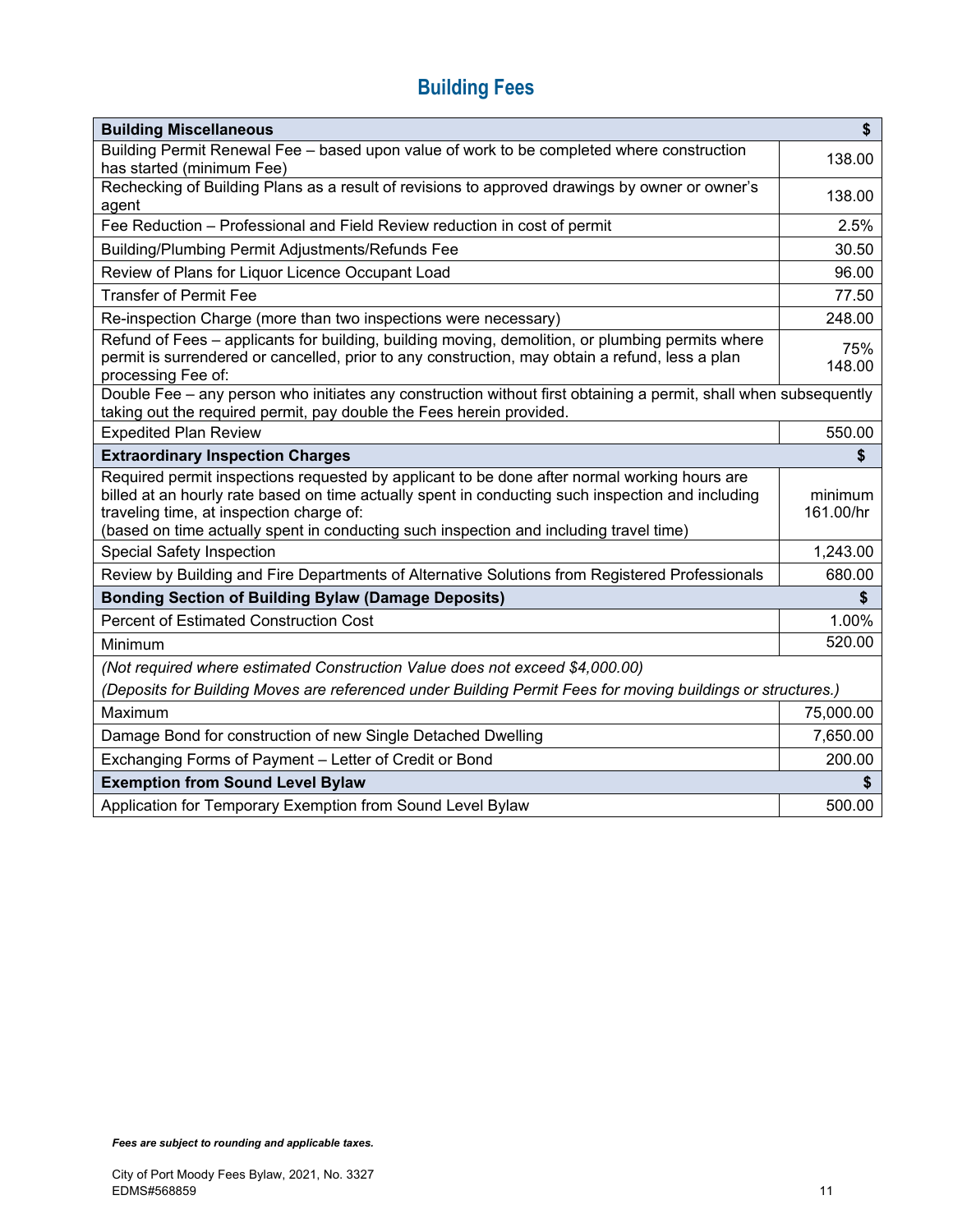# Building Fees

| Building Miscellaneous | $ |
|---|---|
| Building Permit Renewal Fee – based upon value of work to be completed where construction has started (minimum Fee) | 138.00 |
| Rechecking of Building Plans as a result of revisions to approved drawings by owner or owner's agent | 138.00 |
| Fee Reduction – Professional and Field Review reduction in cost of permit | 2.5% |
| Building/Plumbing Permit Adjustments/Refunds Fee | 30.50 |
| Review of Plans for Liquor Licence Occupant Load | 96.00 |
| Transfer of Permit Fee | 77.50 |
| Re-inspection Charge (more than two inspections were necessary) | 248.00 |
| Refund of Fees – applicants for building, building moving, demolition, or plumbing permits where permit is surrendered or cancelled, prior to any construction, may obtain a refund, less a plan processing Fee of: | 75% 148.00 |
| Double Fee – any person who initiates any construction without first obtaining a permit, shall when subsequently taking out the required permit, pay double the Fees herein provided. | |
| Expedited Plan Review | 550.00 |
| **Extraordinary Inspection Charges** | **$** |
| Required permit inspections requested by applicant to be done after normal working hours are billed at an hourly rate based on time actually spent in conducting such inspection and including traveling time, at inspection charge of: (based on time actually spent in conducting such inspection and including travel time) | minimum 161.00/hr |
| Special Safety Inspection | 1,243.00 |
| Review by Building and Fire Departments of Alternative Solutions from Registered Professionals | 680.00 |
| **Bonding Section of Building Bylaw (Damage Deposits)** | **$** |
| Percent of Estimated Construction Cost | 1.00% |
| Minimum | 520.00 |
| *(Not required where estimated Construction Value does not exceed $4,000.00)* | |
| *(Deposits for Building Moves are referenced under Building Permit Fees for moving buildings or structures.)* | |
| Maximum | 75,000.00 |
| Damage Bond for construction of new Single Detached Dwelling | 7,650.00 |
| Exchanging Forms of Payment – Letter of Credit or Bond | 200.00 |
| **Exemption from Sound Level Bylaw** | **$** |
| Application for Temporary Exemption from Sound Level Bylaw | 500.00 |

***Fees are subject to rounding and applicable taxes.***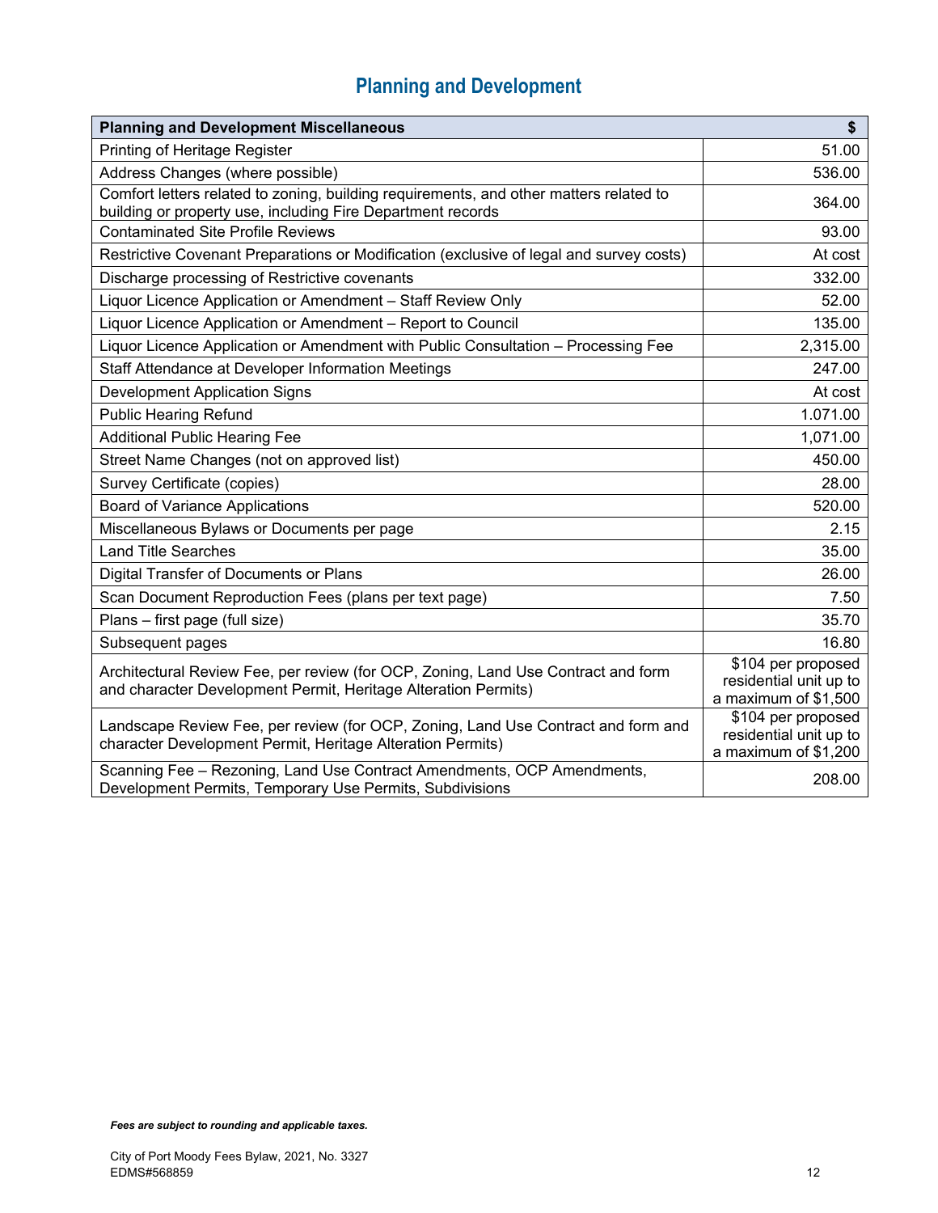# Planning and Development

| Planning and Development Miscellaneous | $ |
| --- | --- |
| Printing of Heritage Register | 51.00 |
| Address Changes (where possible) | 536.00 |
| Comfort letters related to zoning, building requirements, and other matters related to building or property use, including Fire Department records | 364.00 |
| Contaminated Site Profile Reviews | 93.00 |
| Restrictive Covenant Preparations or Modification (exclusive of legal and survey costs) | At cost |
| Discharge processing of Restrictive covenants | 332.00 |
| Liquor Licence Application or Amendment – Staff Review Only | 52.00 |
| Liquor Licence Application or Amendment – Report to Council | 135.00 |
| Liquor Licence Application or Amendment with Public Consultation – Processing Fee | 2,315.00 |
| Staff Attendance at Developer Information Meetings | 247.00 |
| Development Application Signs | At cost |
| Public Hearing Refund | 1.071.00 |
| Additional Public Hearing Fee | 1,071.00 |
| Street Name Changes (not on approved list) | 450.00 |
| Survey Certificate (copies) | 28.00 |
| Board of Variance Applications | 520.00 |
| Miscellaneous Bylaws or Documents per page | 2.15 |
| Land Title Searches | 35.00 |
| Digital Transfer of Documents or Plans | 26.00 |
| Scan Document Reproduction Fees (plans per text page) | 7.50 |
| Plans – first page (full size) | 35.70 |
| Subsequent pages | 16.80 |
| Architectural Review Fee, per review (for OCP, Zoning, Land Use Contract and form and character Development Permit, Heritage Alteration Permits) | $104 per proposed residential unit up to a maximum of $1,500 |
| Landscape Review Fee, per review (for OCP, Zoning, Land Use Contract and form and character Development Permit, Heritage Alteration Permits) | $104 per proposed residential unit up to a maximum of $1,200 |
| Scanning Fee – Rezoning, Land Use Contract Amendments, OCP Amendments, Development Permits, Temporary Use Permits, Subdivisions | 208.00 |

***Fees are subject to rounding and applicable taxes.***

City of Port Moody Fees Bylaw, 2021, No. 3327
EDMS#568859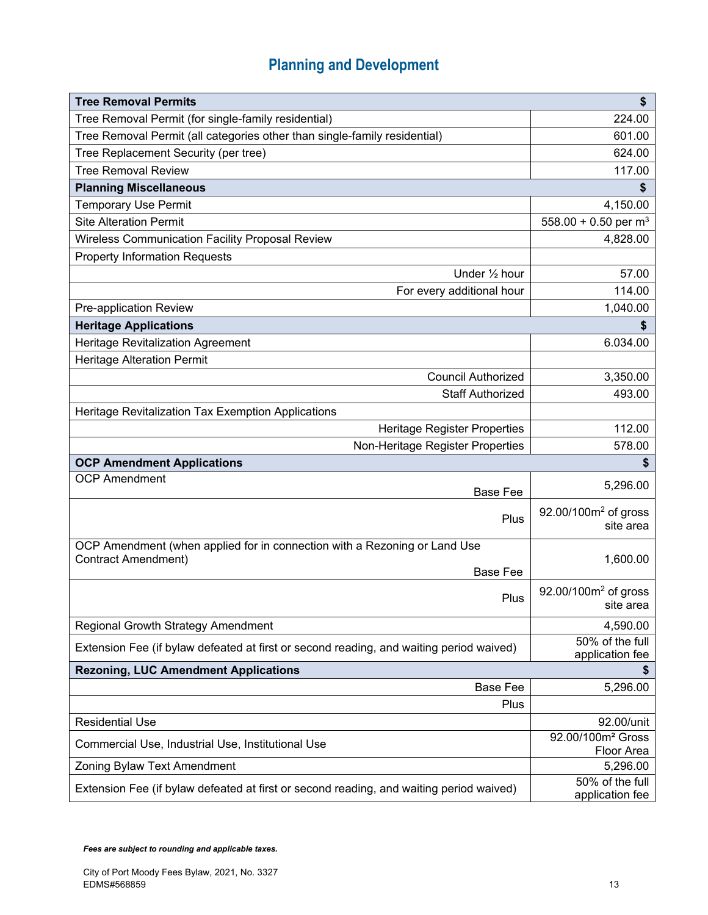# Planning and Development

| Tree Removal Permits | $ |
|---|---|
| Tree Removal Permit (for single-family residential) | 224.00 |
| Tree Removal Permit (all categories other than single-family residential) | 601.00 |
| Tree Replacement Security (per tree) | 624.00 |
| Tree Removal Review | 117.00 |
| **Planning Miscellaneous** | **$** |
| Temporary Use Permit | 4,150.00 |
| Site Alteration Permit | 558.00 + 0.50 per $m^3$ |
| Wireless Communication Facility Proposal Review | 4,828.00 |
| Property Information Requests | |
| Under ½ hour | 57.00 |
| For every additional hour | 114.00 |
| Pre-application Review | 1,040.00 |
| **Heritage Applications** | **$** |
| Heritage Revitalization Agreement | 6.034.00 |
| Heritage Alteration Permit | |
| Council Authorized | 3,350.00 |
| Staff Authorized | 493.00 |
| Heritage Revitalization Tax Exemption Applications | |
| Heritage Register Properties | 112.00 |
| Non-Heritage Register Properties | 578.00 |
| **OCP Amendment Applications** | **$** |
| OCP Amendment Base Fee | 5,296.00 |
| Plus | 92.00/100$m^2$ of gross site area |
| OCP Amendment (when applied for in connection with a Rezoning or Land Use Contract Amendment) Base Fee | 1,600.00 |
| Plus | 92.00/100$m^2$ of gross site area |
| Regional Growth Strategy Amendment | 4,590.00 |
| Extension Fee (if bylaw defeated at first or second reading, and waiting period waived) | 50% of the full application fee |
| **Rezoning, LUC Amendment Applications** | **$** |
| Base Fee | 5,296.00 |
| Plus | |
| Residential Use | 92.00/unit |
| Commercial Use, Industrial Use, Institutional Use | 92.00/100$m^2$ Gross Floor Area |
| Zoning Bylaw Text Amendment | 5,296.00 |
| Extension Fee (if bylaw defeated at first or second reading, and waiting period waived) | 50% of the full application fee |

***Fees are subject to rounding and applicable taxes.***

City of Port Moody Fees Bylaw, 2021, No. 3327
EDMS#568859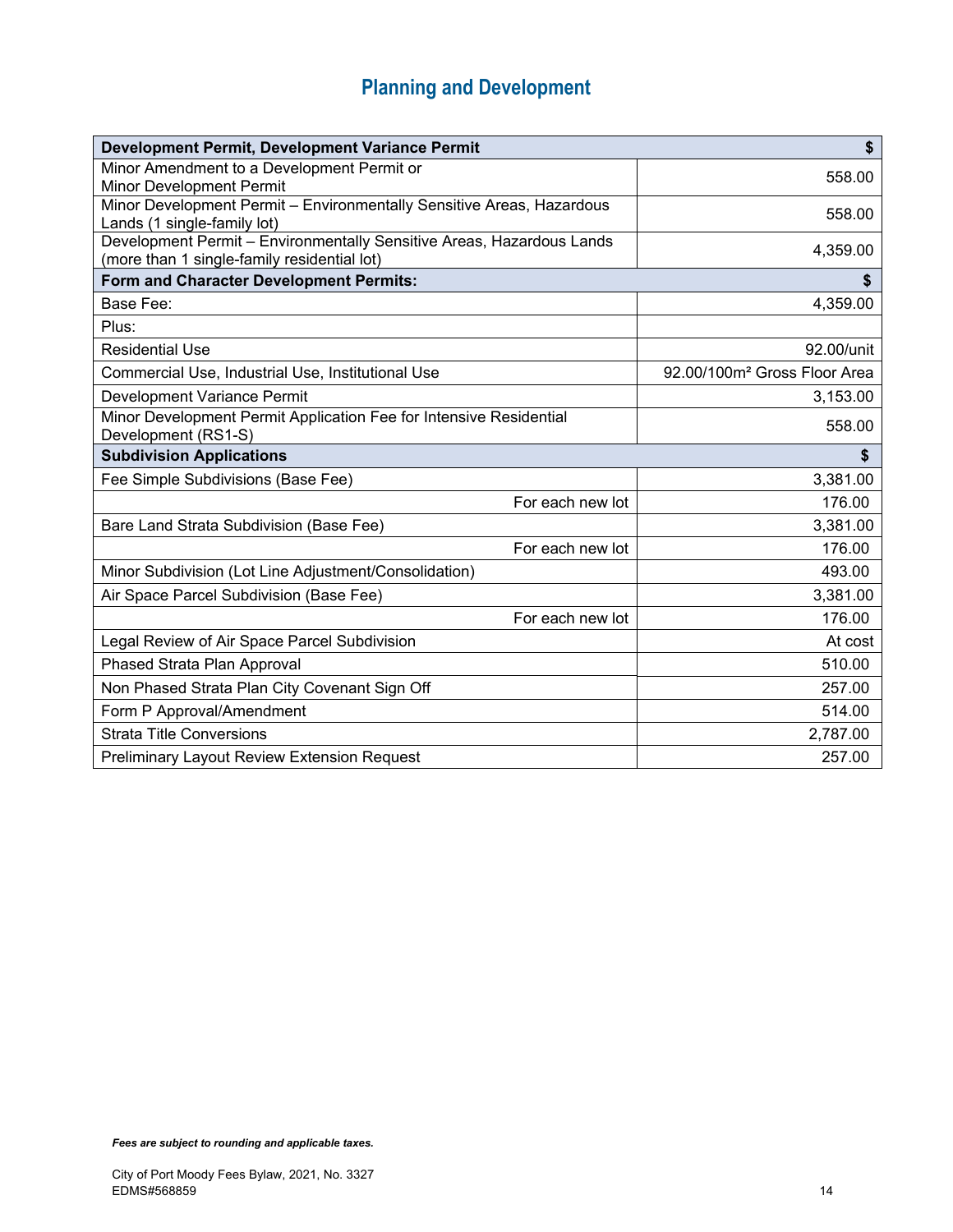# Planning and Development

| Development Permit, Development Variance Permit | $ |
|---|---|
| Minor Amendment to a Development Permit or Minor Development Permit | 558.00 |
| Minor Development Permit – Environmentally Sensitive Areas, Hazardous Lands (1 single-family lot) | 558.00 |
| Development Permit – Environmentally Sensitive Areas, Hazardous Lands (more than 1 single-family residential lot) | 4,359.00 |
| **Form and Character Development Permits:** | **$** |
| Base Fee: | 4,359.00 |
| Plus: | |
| Residential Use | 92.00/unit |
| Commercial Use, Industrial Use, Institutional Use | 92.00/100m² Gross Floor Area |
| Development Variance Permit | 3,153.00 |
| Minor Development Permit Application Fee for Intensive Residential Development (RS1-S) | 558.00 |
| **Subdivision Applications** | **$** |
| Fee Simple Subdivisions (Base Fee) | 3,381.00 |
| For each new lot | 176.00 |
| Bare Land Strata Subdivision (Base Fee) | 3,381.00 |
| For each new lot | 176.00 |
| Minor Subdivision (Lot Line Adjustment/Consolidation) | 493.00 |
| Air Space Parcel Subdivision (Base Fee) | 3,381.00 |
| For each new lot | 176.00 |
| Legal Review of Air Space Parcel Subdivision | At cost |
| Phased Strata Plan Approval | 510.00 |
| Non Phased Strata Plan City Covenant Sign Off | 257.00 |
| Form P Approval/Amendment | 514.00 |
| Strata Title Conversions | 2,787.00 |
| Preliminary Layout Review Extension Request | 257.00 |

***Fees are subject to rounding and applicable taxes.***

City of Port Moody Fees Bylaw, 2021, No. 3327
EDMS#568859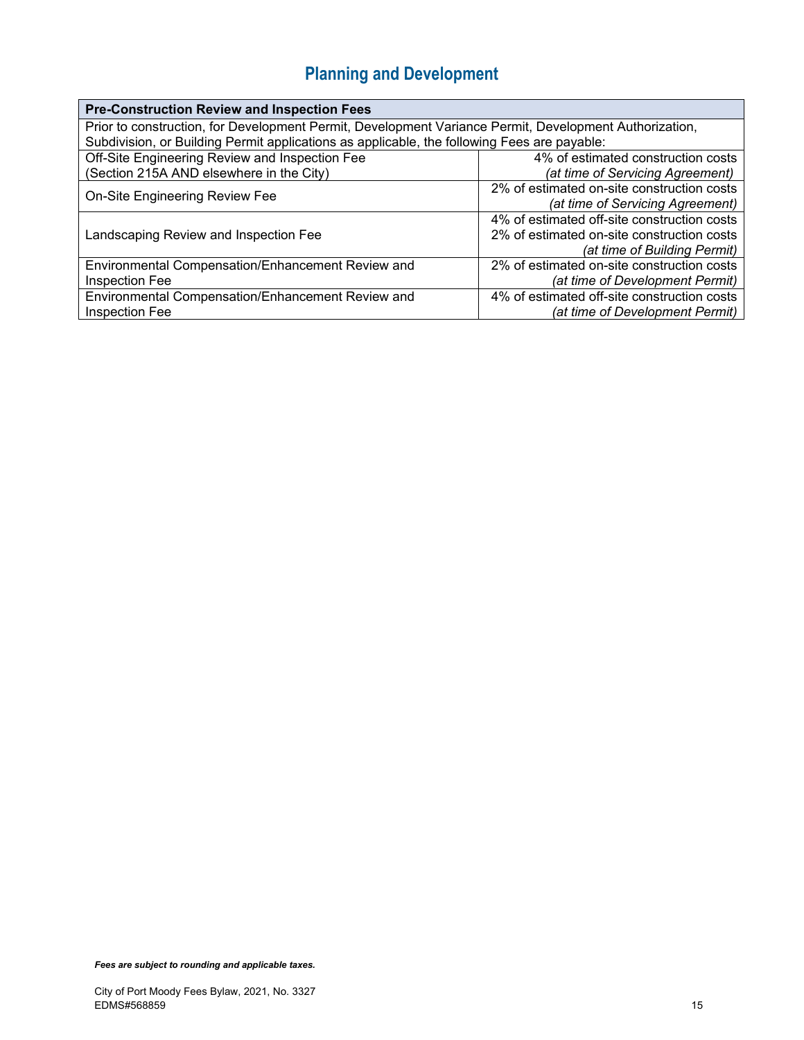# Planning and Development

| Pre-Construction Review and Inspection Fees | |
|---|---|
| Prior to construction, for Development Permit, Development Variance Permit, Development Authorization, Subdivision, or Building Permit applications as applicable, the following Fees are payable: | |
| Off-Site Engineering Review and Inspection Fee (Section 215A AND elsewhere in the City) | 4% of estimated construction costs *(at time of Servicing Agreement)* |
| On-Site Engineering Review Fee | 2% of estimated on-site construction costs *(at time of Servicing Agreement)* |
| Landscaping Review and Inspection Fee | 4% of estimated off-site construction costs<br>2% of estimated on-site construction costs *(at time of Building Permit)* |
| Environmental Compensation/Enhancement Review and Inspection Fee | 2% of estimated on-site construction costs *(at time of Development Permit)* |
| Environmental Compensation/Enhancement Review and Inspection Fee | 4% of estimated off-site construction costs *(at time of Development Permit)* |

***Fees are subject to rounding and applicable taxes.***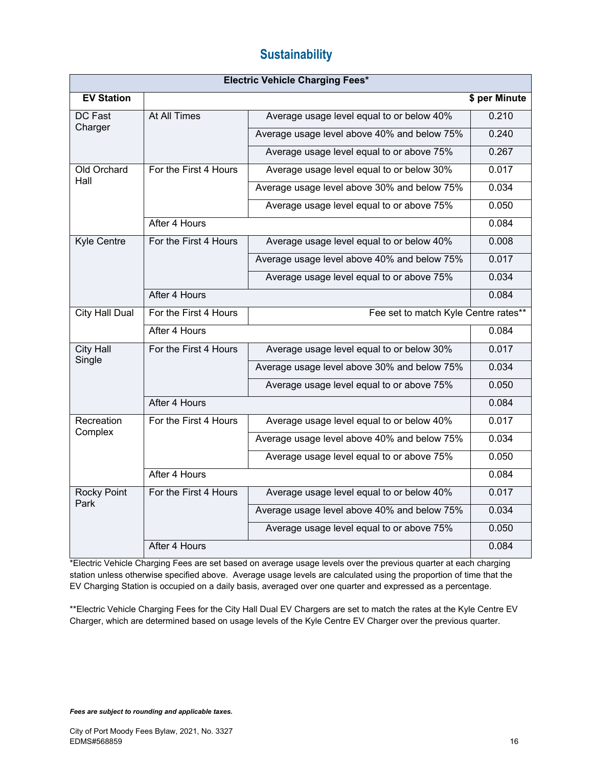## Sustainability

| Electric Vehicle Charging Fees* | | | |
|---|---|---|---|
| **EV Station** | | | **$ per Minute** |
| DC Fast Charger | At All Times | Average usage level equal to or below 40% | 0.210 |
| | | Average usage level above 40% and below 75% | 0.240 |
| | | Average usage level equal to or above 75% | 0.267 |
| Old Orchard Hall | For the First 4 Hours | Average usage level equal to or below 30% | 0.017 |
| | | Average usage level above 30% and below 75% | 0.034 |
| | | Average usage level equal to or above 75% | 0.050 |
| | After 4 Hours | | 0.084 |
| Kyle Centre | For the First 4 Hours | Average usage level equal to or below 40% | 0.008 |
| | | Average usage level above 40% and below 75% | 0.017 |
| | | Average usage level equal to or above 75% | 0.034 |
| | After 4 Hours | | 0.084 |
| City Hall Dual | For the First 4 Hours | Fee set to match Kyle Centre rates** | |
| | After 4 Hours | | 0.084 |
| City Hall Single | For the First 4 Hours | Average usage level equal to or below 30% | 0.017 |
| | | Average usage level above 30% and below 75% | 0.034 |
| | | Average usage level equal to or above 75% | 0.050 |
| | After 4 Hours | | 0.084 |
| Recreation Complex | For the First 4 Hours | Average usage level equal to or below 40% | 0.017 |
| | | Average usage level above 40% and below 75% | 0.034 |
| | | Average usage level equal to or above 75% | 0.050 |
| | After 4 Hours | | 0.084 |
| Rocky Point Park | For the First 4 Hours | Average usage level equal to or below 40% | 0.017 |
| | | Average usage level above 40% and below 75% | 0.034 |
| | | Average usage level equal to or above 75% | 0.050 |
| | After 4 Hours | | 0.084 |

*Electric Vehicle Charging Fees are set based on average usage levels over the previous quarter at each charging station unless otherwise specified above. Average usage levels are calculated using the proportion of time that the EV Charging Station is occupied on a daily basis, averaged over one quarter and expressed as a percentage.

**Electric Vehicle Charging Fees for the City Hall Dual EV Chargers are set to match the rates at the Kyle Centre EV Charger, which are determined based on usage levels of the Kyle Centre EV Charger over the previous quarter.

***Fees are subject to rounding and applicable taxes.***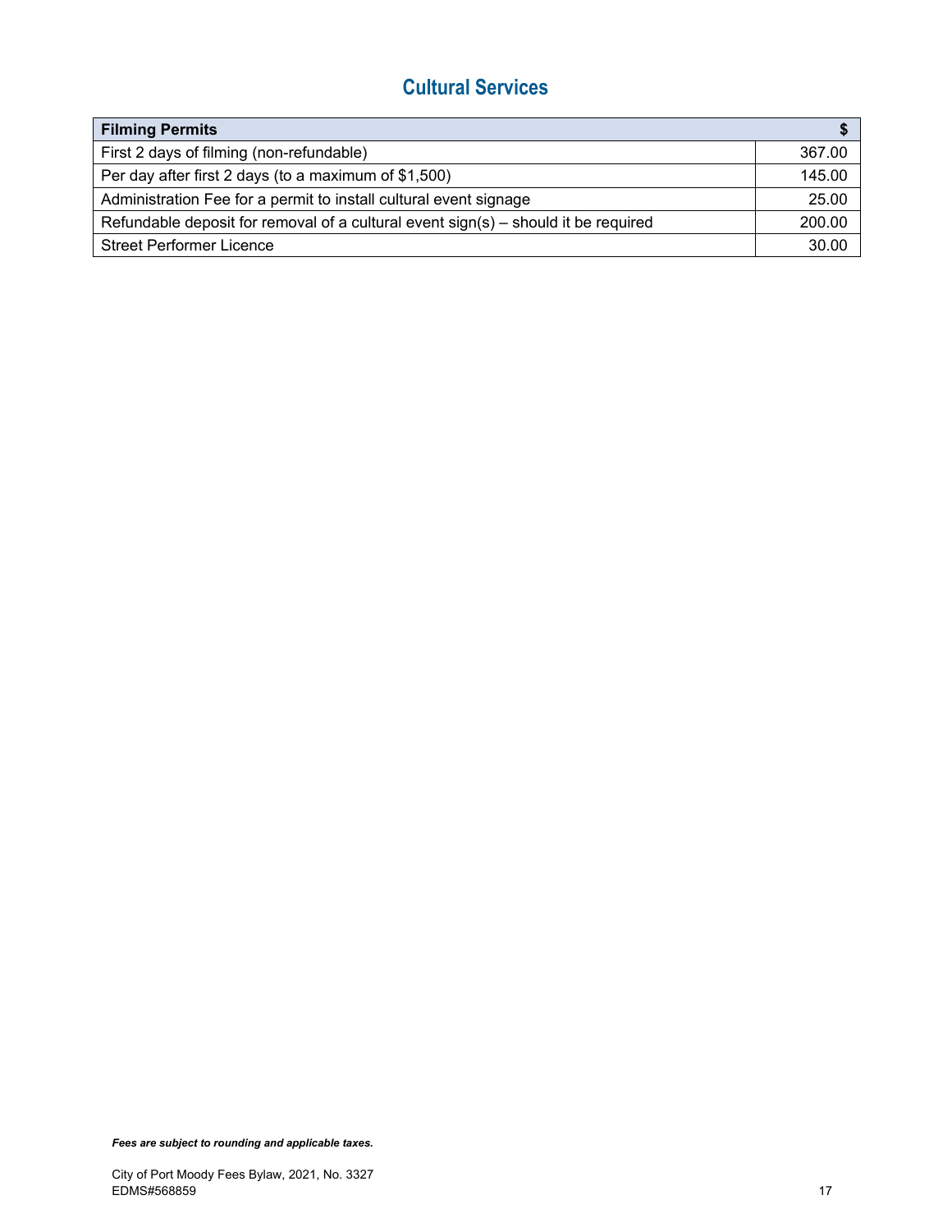## Cultural Services

| **Filming Permits** | **$** |
| --- | --- |
| First 2 days of filming (non-refundable) | 367.00 |
| Per day after first 2 days (to a maximum of $1,500) | 145.00 |
| Administration Fee for a permit to install cultural event signage | 25.00 |
| Refundable deposit for removal of a cultural event sign(s) – should it be required | 200.00 |
| Street Performer Licence | 30.00 |

***Fees are subject to rounding and applicable taxes.***

City of Port Moody Fees Bylaw, 2021, No. 3327
EDMS#568859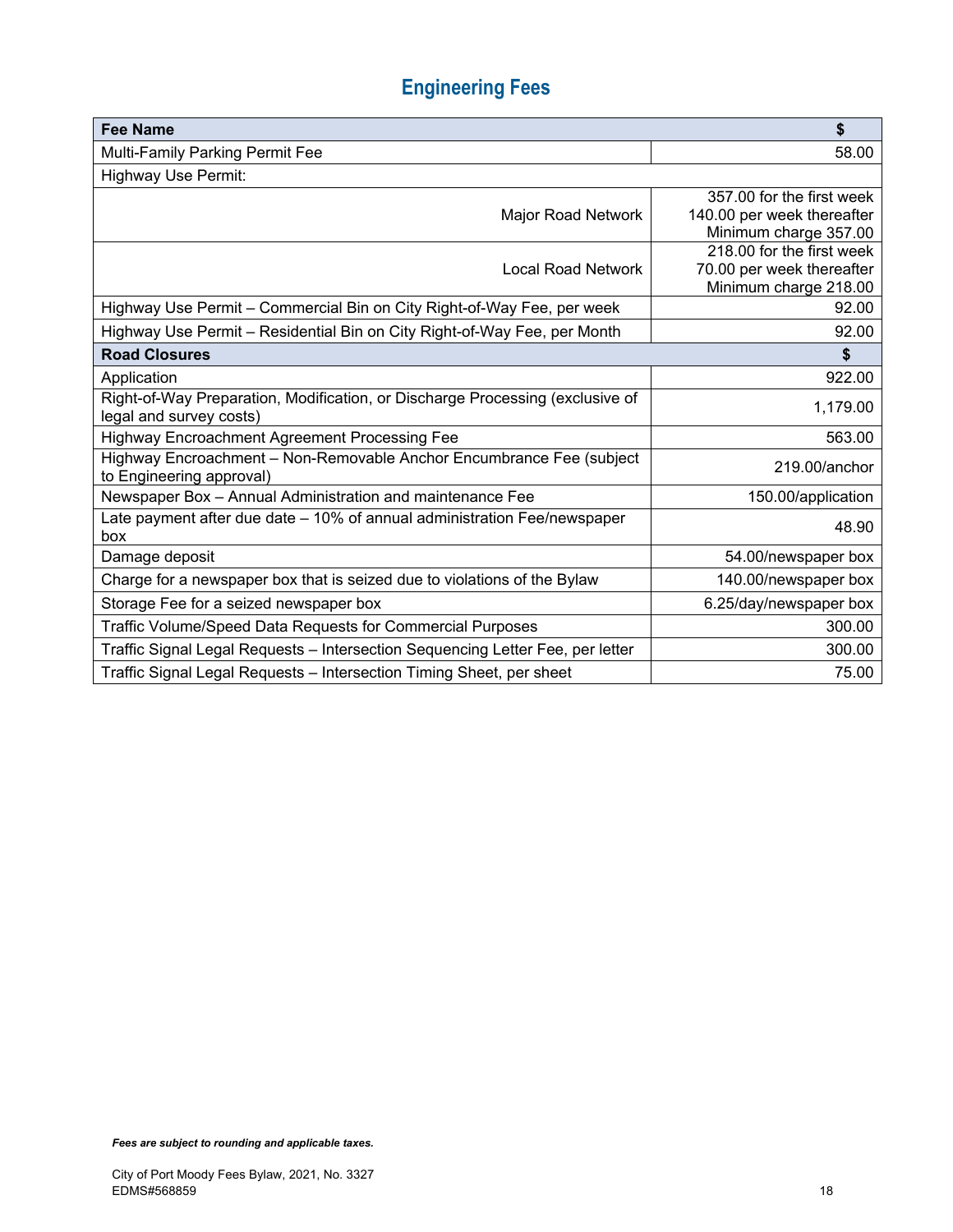# Engineering Fees

| Fee Name | $ |
|---|---|
| Multi-Family Parking Permit Fee | 58.00 |
| Highway Use Permit: | |
| Major Road Network | 357.00 for the first week<br>140.00 per week thereafter<br>Minimum charge 357.00 |
| Local Road Network | 218.00 for the first week<br>70.00 per week thereafter<br>Minimum charge 218.00 |
| Highway Use Permit – Commercial Bin on City Right-of-Way Fee, per week | 92.00 |
| Highway Use Permit – Residential Bin on City Right-of-Way Fee, per Month | 92.00 |
| **Road Closures** | **$** |
| Application | 922.00 |
| Right-of-Way Preparation, Modification, or Discharge Processing (exclusive of legal and survey costs) | 1,179.00 |
| Highway Encroachment Agreement Processing Fee | 563.00 |
| Highway Encroachment – Non-Removable Anchor Encumbrance Fee (subject to Engineering approval) | 219.00/anchor |
| Newspaper Box – Annual Administration and maintenance Fee | 150.00/application |
| Late payment after due date – 10% of annual administration Fee/newspaper box | 48.90 |
| Damage deposit | 54.00/newspaper box |
| Charge for a newspaper box that is seized due to violations of the Bylaw | 140.00/newspaper box |
| Storage Fee for a seized newspaper box | 6.25/day/newspaper box |
| Traffic Volume/Speed Data Requests for Commercial Purposes | 300.00 |
| Traffic Signal Legal Requests – Intersection Sequencing Letter Fee, per letter | 300.00 |
| Traffic Signal Legal Requests – Intersection Timing Sheet, per sheet | 75.00 |

***Fees are subject to rounding and applicable taxes.***

City of Port Moody Fees Bylaw, 2021, No. 3327
EDMS#568859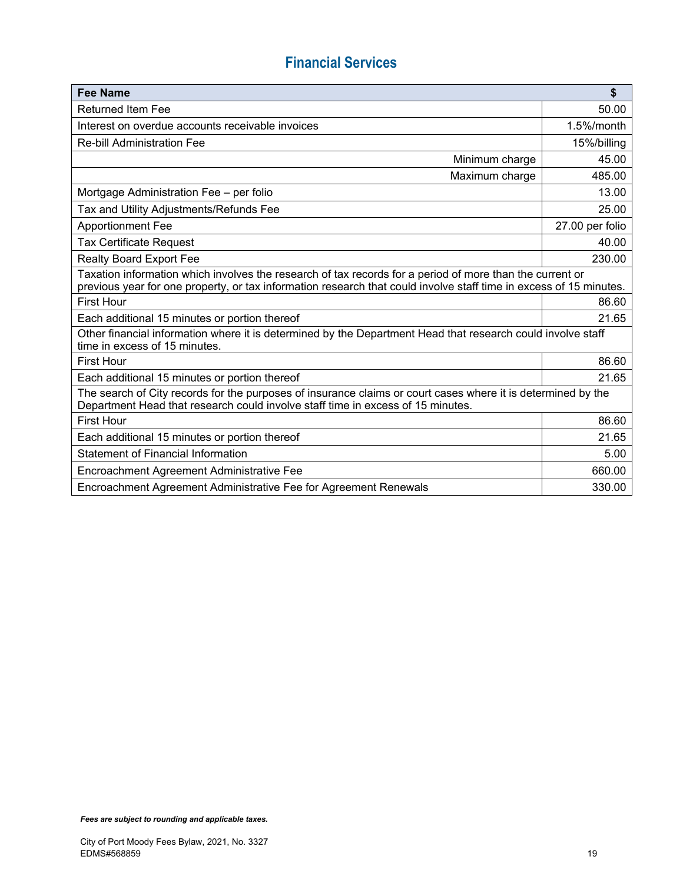## Financial Services

| Fee Name | $ |
|---|---|
| Returned Item Fee | 50.00 |
| Interest on overdue accounts receivable invoices | 1.5%/month |
| Re-bill Administration Fee | 15%/billing |
| Minimum charge | 45.00 |
| Maximum charge | 485.00 |
| Mortgage Administration Fee – per folio | 13.00 |
| Tax and Utility Adjustments/Refunds Fee | 25.00 |
| Apportionment Fee | 27.00 per folio |
| Tax Certificate Request | 40.00 |
| Realty Board Export Fee | 230.00 |
| Taxation information which involves the research of tax records for a period of more than the current or previous year for one property, or tax information research that could involve staff time in excess of 15 minutes. | |
| First Hour | 86.60 |
| Each additional 15 minutes or portion thereof | 21.65 |
| Other financial information where it is determined by the Department Head that research could involve staff time in excess of 15 minutes. | |
| First Hour | 86.60 |
| Each additional 15 minutes or portion thereof | 21.65 |
| The search of City records for the purposes of insurance claims or court cases where it is determined by the Department Head that research could involve staff time in excess of 15 minutes. | |
| First Hour | 86.60 |
| Each additional 15 minutes or portion thereof | 21.65 |
| Statement of Financial Information | 5.00 |
| Encroachment Agreement Administrative Fee | 660.00 |
| Encroachment Agreement Administrative Fee for Agreement Renewals | 330.00 |

***Fees are subject to rounding and applicable taxes.***

City of Port Moody Fees Bylaw, 2021, No. 3327
EDMS#568859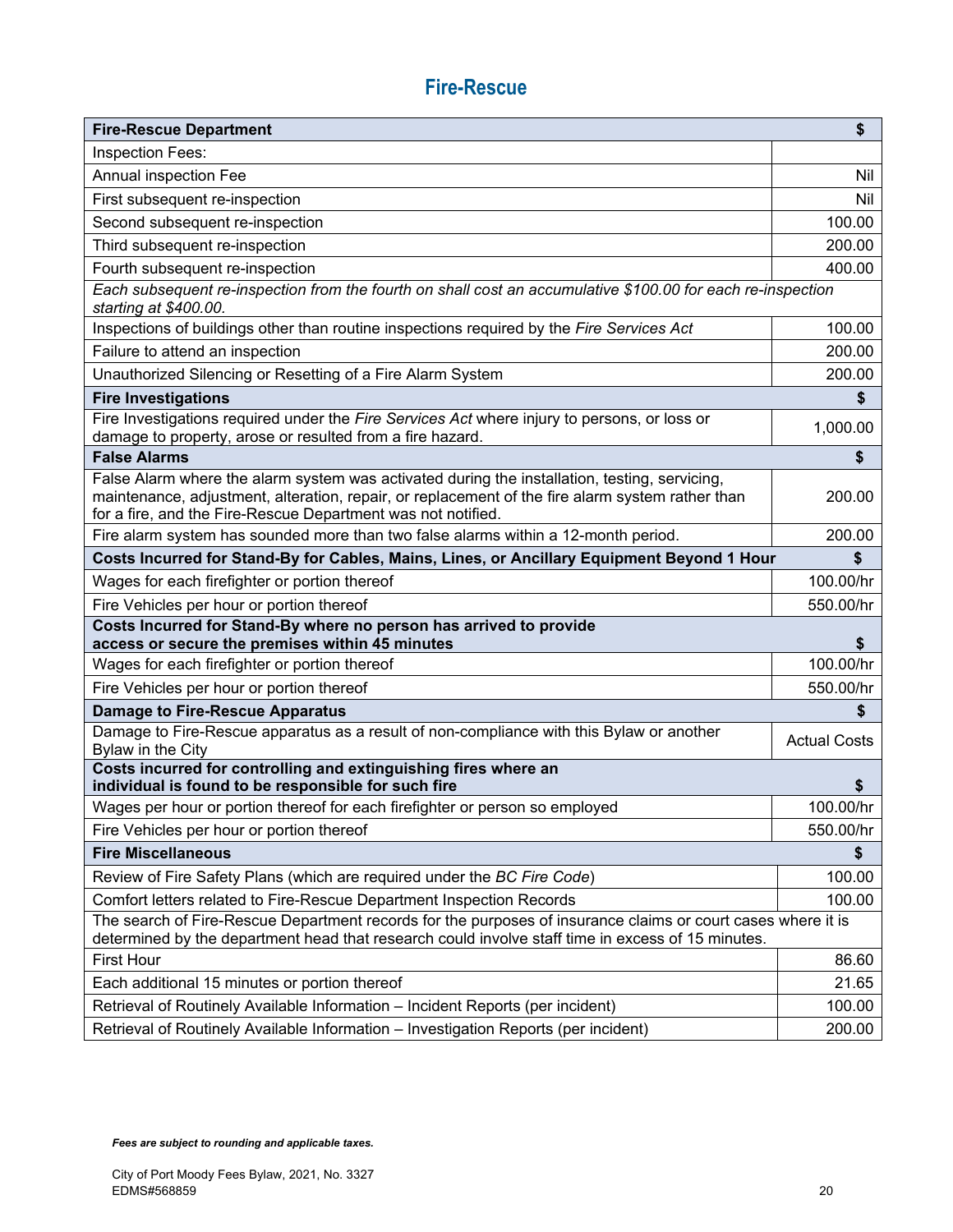## Fire-Rescue

| Fire-Rescue Department | $ |
|---|---|
| Inspection Fees: | |
| Annual inspection Fee | Nil |
| First subsequent re-inspection | Nil |
| Second subsequent re-inspection | 100.00 |
| Third subsequent re-inspection | 200.00 |
| Fourth subsequent re-inspection | 400.00 |
| *Each subsequent re-inspection from the fourth on shall cost an accumulative $100.00 for each re-inspection starting at $400.00.* | |
| Inspections of buildings other than routine inspections required by the *Fire Services Act* | 100.00 |
| Failure to attend an inspection | 200.00 |
| Unauthorized Silencing or Resetting of a Fire Alarm System | 200.00 |
| **Fire Investigations** | **$** |
| Fire Investigations required under the *Fire Services Act* where injury to persons, or loss or damage to property, arose or resulted from a fire hazard. | 1,000.00 |
| **False Alarms** | **$** |
| False Alarm where the alarm system was activated during the installation, testing, servicing, maintenance, adjustment, alteration, repair, or replacement of the fire alarm system rather than for a fire, and the Fire-Rescue Department was not notified. | 200.00 |
| Fire alarm system has sounded more than two false alarms within a 12-month period. | 200.00 |
| **Costs Incurred for Stand-By for Cables, Mains, Lines, or Ancillary Equipment Beyond 1 Hour** | **$** |
| Wages for each firefighter or portion thereof | 100.00/hr |
| Fire Vehicles per hour or portion thereof | 550.00/hr |
| **Costs Incurred for Stand-By where no person has arrived to provide access or secure the premises within 45 minutes** | **$** |
| Wages for each firefighter or portion thereof | 100.00/hr |
| Fire Vehicles per hour or portion thereof | 550.00/hr |
| **Damage to Fire-Rescue Apparatus** | **$** |
| Damage to Fire-Rescue apparatus as a result of non-compliance with this Bylaw or another Bylaw in the City | Actual Costs |
| **Costs incurred for controlling and extinguishing fires where an individual is found to be responsible for such fire** | **$** |
| Wages per hour or portion thereof for each firefighter or person so employed | 100.00/hr |
| Fire Vehicles per hour or portion thereof | 550.00/hr |
| **Fire Miscellaneous** | **$** |
| Review of Fire Safety Plans (which are required under the *BC Fire Code*) | 100.00 |
| Comfort letters related to Fire-Rescue Department Inspection Records | 100.00 |
| The search of Fire-Rescue Department records for the purposes of insurance claims or court cases where it is determined by the department head that research could involve staff time in excess of 15 minutes. | |
| First Hour | 86.60 |
| Each additional 15 minutes or portion thereof | 21.65 |
| Retrieval of Routinely Available Information – Incident Reports (per incident) | 100.00 |
| Retrieval of Routinely Available Information – Investigation Reports (per incident) | 200.00 |

***Fees are subject to rounding and applicable taxes.***

City of Port Moody Fees Bylaw, 2021, No. 3327
EDMS#568859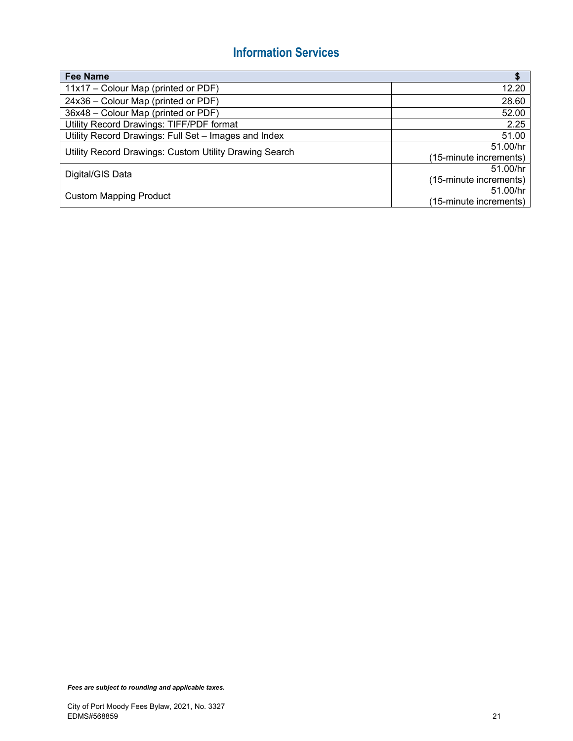# Information Services

| Fee Name | $ |
|---|---|
| 11x17 – Colour Map (printed or PDF) | 12.20 |
| 24x36 – Colour Map (printed or PDF) | 28.60 |
| 36x48 – Colour Map (printed or PDF) | 52.00 |
| Utility Record Drawings: TIFF/PDF format | 2.25 |
| Utility Record Drawings: Full Set – Images and Index | 51.00 |
| Utility Record Drawings: Custom Utility Drawing Search | 51.00/hr (15-minute increments) |
| Digital/GIS Data | 51.00/hr (15-minute increments) |
| Custom Mapping Product | 51.00/hr (15-minute increments) |

***Fees are subject to rounding and applicable taxes.***

City of Port Moody Fees Bylaw, 2021, No. 3327
EDMS#568859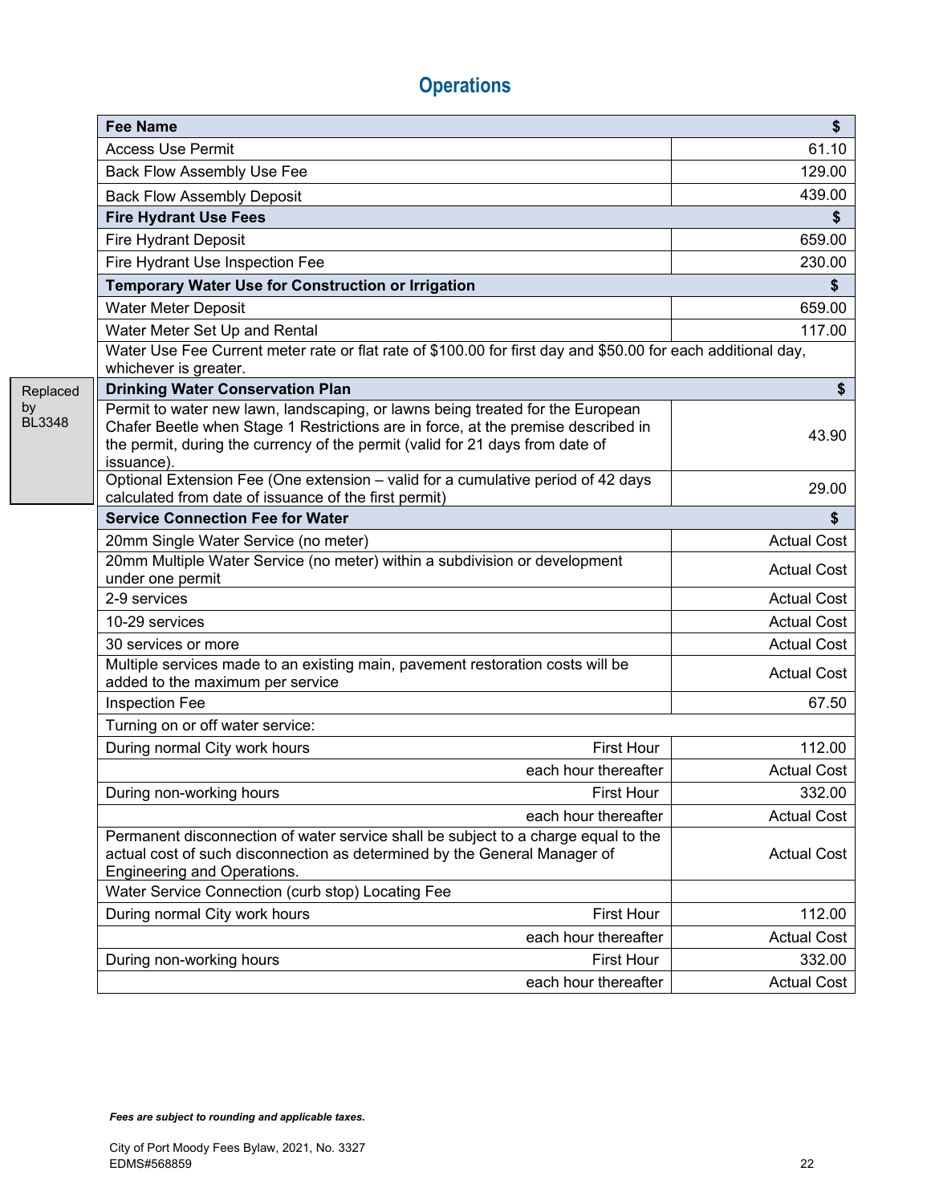## Operations

| Fee Name | $ |
|---|---|
| Access Use Permit | 61.10 |
| Back Flow Assembly Use Fee | 129.00 |
| Back Flow Assembly Deposit | 439.00 |
| **Fire Hydrant Use Fees** | **$** |
| Fire Hydrant Deposit | 659.00 |
| Fire Hydrant Use Inspection Fee | 230.00 |
| **Temporary Water Use for Construction or Irrigation** | **$** |
| Water Meter Deposit | 659.00 |
| Water Meter Set Up and Rental | 117.00 |
| Water Use Fee Current meter rate or flat rate of $100.00 for first day and $50.00 for each additional day, whichever is greater. | |
| **Drinking Water Conservation Plan** | **$** |
| Permit to water new lawn, landscaping, or lawns being treated for the European Chafer Beetle when Stage 1 Restrictions are in force, at the premise described in the permit, during the currency of the permit (valid for 21 days from date of issuance). | 43.90 |
| Optional Extension Fee (One extension – valid for a cumulative period of 42 days calculated from date of issuance of the first permit) | 29.00 |
| **Service Connection Fee for Water** | **$** |
| 20mm Single Water Service (no meter) | Actual Cost |
| 20mm Multiple Water Service (no meter) within a subdivision or development under one permit | Actual Cost |
| 2-9 services | Actual Cost |
| 10-29 services | Actual Cost |
| 30 services or more | Actual Cost |
| Multiple services made to an existing main, pavement restoration costs will be added to the maximum per service | Actual Cost |
| Inspection Fee | 67.50 |
| Turning on or off water service: | |
| During normal City work hours — First Hour | 112.00 |
| each hour thereafter | Actual Cost |
| During non-working hours — First Hour | 332.00 |
| each hour thereafter | Actual Cost |
| Permanent disconnection of water service shall be subject to a charge equal to the actual cost of such disconnection as determined by the General Manager of Engineering and Operations. | Actual Cost |
| Water Service Connection (curb stop) Locating Fee | |
| During normal City work hours — First Hour | 112.00 |
| each hour thereafter | Actual Cost |
| During non-working hours — First Hour | 332.00 |
| each hour thereafter | Actual Cost |

Replaced by BL3348 (Drinking Water Conservation Plan)

***Fees are subject to rounding and applicable taxes.***

City of Port Moody Fees Bylaw, 2021, No. 3327
EDMS#568859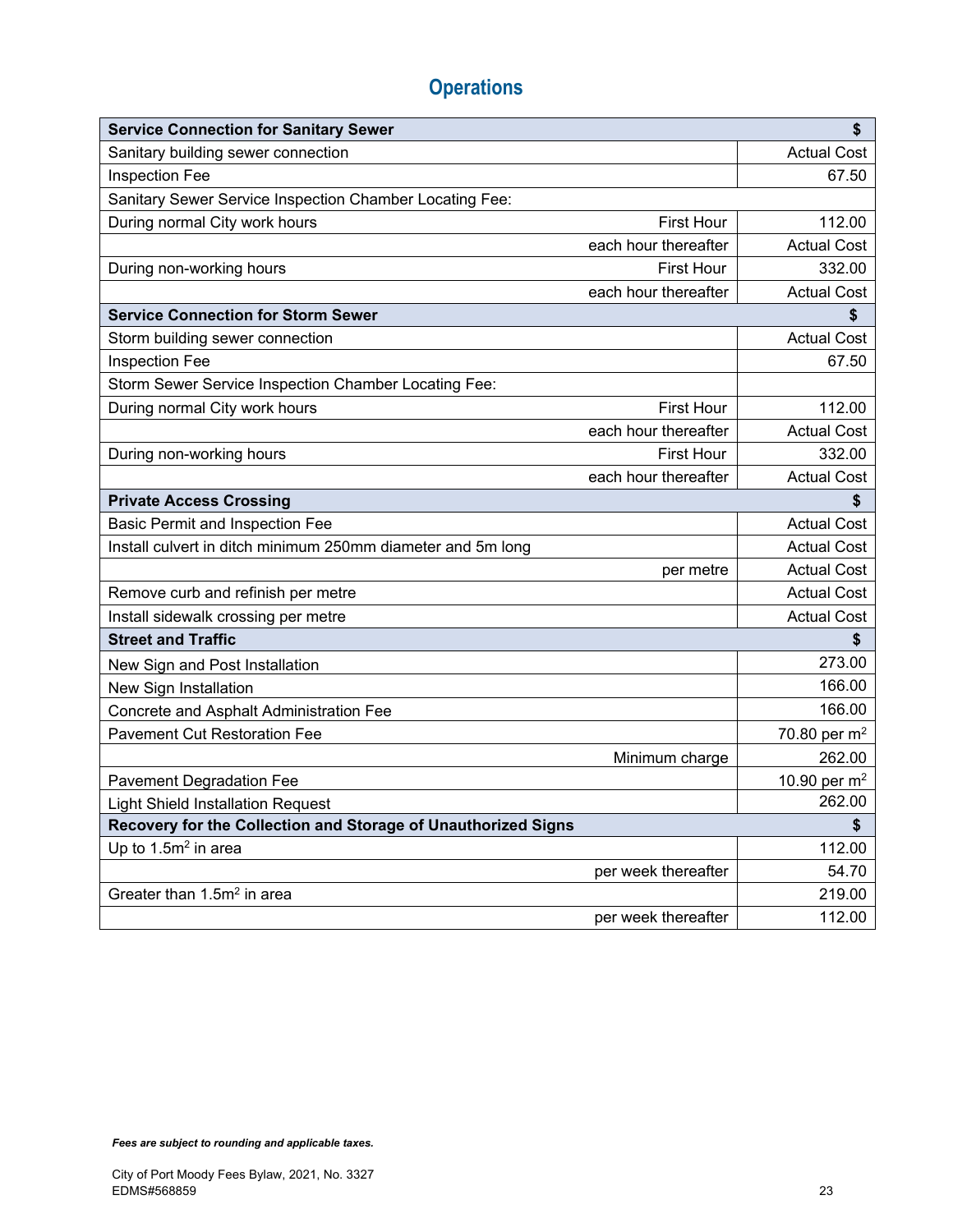## Operations

| Service Connection for Sanitary Sewer | | $ |
|---|---|---|
| Sanitary building sewer connection | | Actual Cost |
| Inspection Fee | | 67.50 |
| Sanitary Sewer Service Inspection Chamber Locating Fee: | | |
| During normal City work hours | First Hour | 112.00 |
| | each hour thereafter | Actual Cost |
| During non-working hours | First Hour | 332.00 |
| | each hour thereafter | Actual Cost |
| **Service Connection for Storm Sewer** | | **$** |
| Storm building sewer connection | | Actual Cost |
| Inspection Fee | | 67.50 |
| Storm Sewer Service Inspection Chamber Locating Fee: | | |
| During normal City work hours | First Hour | 112.00 |
| | each hour thereafter | Actual Cost |
| During non-working hours | First Hour | 332.00 |
| | each hour thereafter | Actual Cost |
| **Private Access Crossing** | | **$** |
| Basic Permit and Inspection Fee | | Actual Cost |
| Install culvert in ditch minimum 250mm diameter and 5m long | | Actual Cost |
| | per metre | Actual Cost |
| Remove curb and refinish per metre | | Actual Cost |
| Install sidewalk crossing per metre | | Actual Cost |
| **Street and Traffic** | | **$** |
| New Sign and Post Installation | | 273.00 |
| New Sign Installation | | 166.00 |
| Concrete and Asphalt Administration Fee | | 166.00 |
| Pavement Cut Restoration Fee | | 70.80 per $m^2$ |
| | Minimum charge | 262.00 |
| Pavement Degradation Fee | | 10.90 per $m^2$ |
| Light Shield Installation Request | | 262.00 |
| **Recovery for the Collection and Storage of Unauthorized Signs** | | **$** |
| Up to $1.5m^2$ in area | | 112.00 |
| | per week thereafter | 54.70 |
| Greater than $1.5m^2$ in area | | 219.00 |
| | per week thereafter | 112.00 |

***Fees are subject to rounding and applicable taxes.***

City of Port Moody Fees Bylaw, 2021, No. 3327
EDMS#568859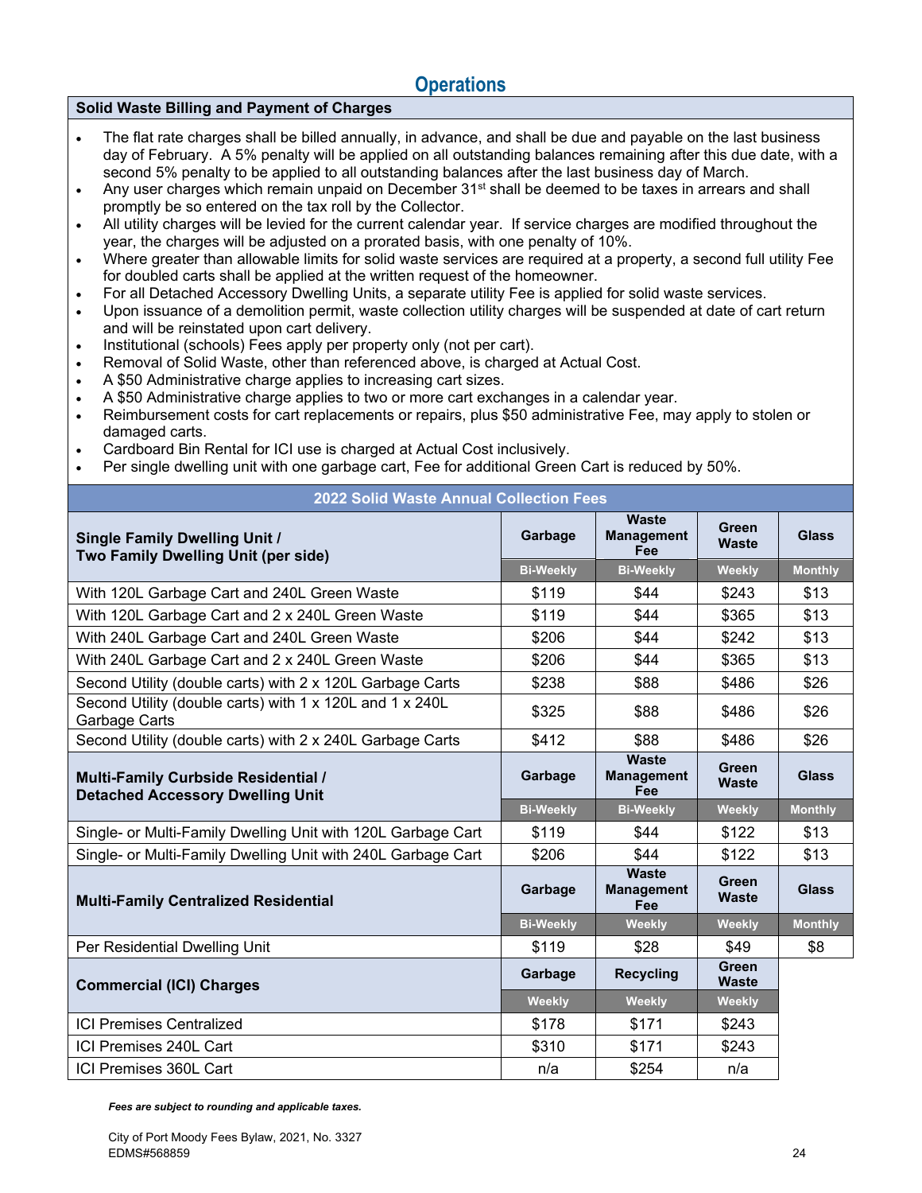# Operations

## Solid Waste Billing and Payment of Charges

- The flat rate charges shall be billed annually, in advance, and shall be due and payable on the last business day of February. A 5% penalty will be applied on all outstanding balances remaining after this due date, with a second 5% penalty to be applied to all outstanding balances after the last business day of March.
- Any user charges which remain unpaid on December 31st shall be deemed to be taxes in arrears and shall promptly be so entered on the tax roll by the Collector.
- All utility charges will be levied for the current calendar year. If service charges are modified throughout the year, the charges will be adjusted on a prorated basis, with one penalty of 10%.
- Where greater than allowable limits for solid waste services are required at a property, a second full utility Fee for doubled carts shall be applied at the written request of the homeowner.
- For all Detached Accessory Dwelling Units, a separate utility Fee is applied for solid waste services.
- Upon issuance of a demolition permit, waste collection utility charges will be suspended at date of cart return and will be reinstated upon cart delivery.
- Institutional (schools) Fees apply per property only (not per cart).
- Removal of Solid Waste, other than referenced above, is charged at Actual Cost.
- A $50 Administrative charge applies to increasing cart sizes.
- A $50 Administrative charge applies to two or more cart exchanges in a calendar year.
- Reimbursement costs for cart replacements or repairs, plus $50 administrative Fee, may apply to stolen or damaged carts.
- Cardboard Bin Rental for ICI use is charged at Actual Cost inclusively.
- Per single dwelling unit with one garbage cart, Fee for additional Green Cart is reduced by 50%.

**2022 Solid Waste Annual Collection Fees**

| **Single Family Dwelling Unit / Two Family Dwelling Unit (per side)** | **Garbage** | **Waste Management Fee** | **Green Waste** | **Glass** |
|---|---|---|---|---|
| | Bi-Weekly | Bi-Weekly | Weekly | Monthly |
| With 120L Garbage Cart and 240L Green Waste | $119 | $44 | $243 | $13 |
| With 120L Garbage Cart and 2 x 240L Green Waste | $119 | $44 | $365 | $13 |
| With 240L Garbage Cart and 240L Green Waste | $206 | $44 | $242 | $13 |
| With 240L Garbage Cart and 2 x 240L Green Waste | $206 | $44 | $365 | $13 |
| Second Utility (double carts) with 2 x 120L Garbage Carts | $238 | $88 | $486 | $26 |
| Second Utility (double carts) with 1 x 120L and 1 x 240L Garbage Carts | $325 | $88 | $486 | $26 |
| Second Utility (double carts) with 2 x 240L Garbage Carts | $412 | $88 | $486 | $26 |
| **Multi-Family Curbside Residential / Detached Accessory Dwelling Unit** | **Garbage** | **Waste Management Fee** | **Green Waste** | **Glass** |
| | Bi-Weekly | Bi-Weekly | Weekly | Monthly |
| Single- or Multi-Family Dwelling Unit with 120L Garbage Cart | $119 | $44 | $122 | $13 |
| Single- or Multi-Family Dwelling Unit with 240L Garbage Cart | $206 | $44 | $122 | $13 |
| **Multi-Family Centralized Residential** | **Garbage** | **Waste Management Fee** | **Green Waste** | **Glass** |
| | Bi-Weekly | Weekly | Weekly | Monthly |
| Per Residential Dwelling Unit | $119 | $28 | $49 | $8 |
| **Commercial (ICI) Charges** | **Garbage** | **Recycling** | **Green Waste** | |
| | Weekly | Weekly | Weekly | |
| ICI Premises Centralized | $178 | $171 | $243 | |
| ICI Premises 240L Cart | $310 | $171 | $243 | |
| ICI Premises 360L Cart | n/a | $254 | n/a | |

***Fees are subject to rounding and applicable taxes.***

City of Port Moody Fees Bylaw, 2021, No. 3327
EDMS#568859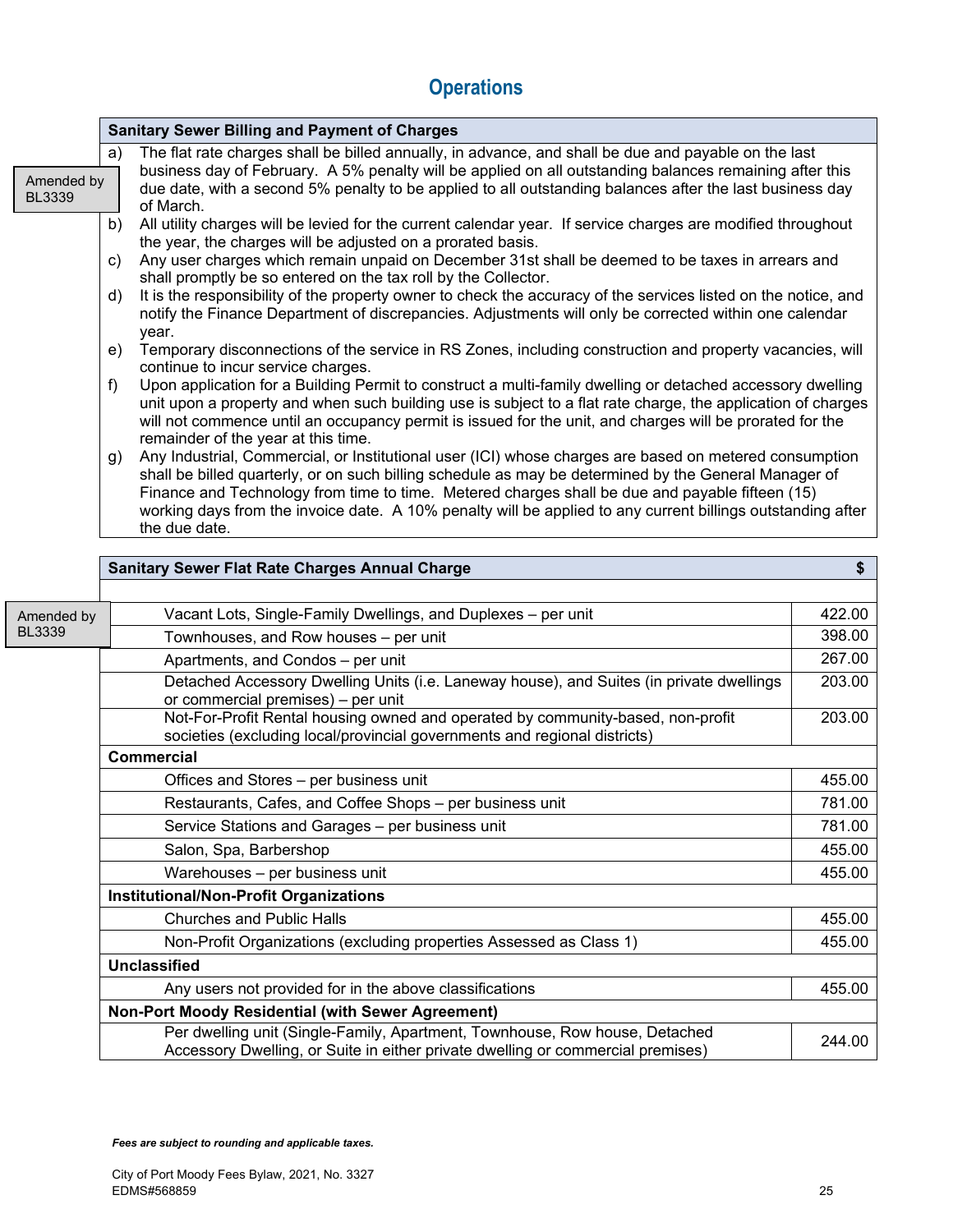# Operations

| Sanitary Sewer Billing and Payment of Charges |
|---|
| a) The flat rate charges shall be billed annually, in advance, and shall be due and payable on the last business day of February. A 5% penalty will be applied on all outstanding balances remaining after this due date, with a second 5% penalty to be applied to all outstanding balances after the last business day of March. |
| b) All utility charges will be levied for the current calendar year. If service charges are modified throughout the year, the charges will be adjusted on a prorated basis. |
| c) Any user charges which remain unpaid on December 31st shall be deemed to be taxes in arrears and shall promptly be so entered on the tax roll by the Collector. |
| d) It is the responsibility of the property owner to check the accuracy of the services listed on the notice, and notify the Finance Department of discrepancies. Adjustments will only be corrected within one calendar year. |
| e) Temporary disconnections of the service in RS Zones, including construction and property vacancies, will continue to incur service charges. |
| f) Upon application for a Building Permit to construct a multi-family dwelling or detached accessory dwelling unit upon a property and when such building use is subject to a flat rate charge, the application of charges will not commence until an occupancy permit is issued for the unit, and charges will be prorated for the remainder of the year at this time. |
| g) Any Industrial, Commercial, or Institutional user (ICI) whose charges are based on metered consumption shall be billed quarterly, or on such billing schedule as may be determined by the General Manager of Finance and Technology from time to time. Metered charges shall be due and payable fifteen (15) working days from the invoice date. A 10% penalty will be applied to any current billings outstanding after the due date. |

Amended by BL3339 (item a)

| Sanitary Sewer Flat Rate Charges Annual Charge | $ |
|---|---|
| | |
| Vacant Lots, Single-Family Dwellings, and Duplexes – per unit | 422.00 |
| Townhouses, and Row houses – per unit | 398.00 |
| Apartments, and Condos – per unit | 267.00 |
| Detached Accessory Dwelling Units (i.e. Laneway house), and Suites (in private dwellings or commercial premises) – per unit | 203.00 |
| Not-For-Profit Rental housing owned and operated by community-based, non-profit societies (excluding local/provincial governments and regional districts) | 203.00 |
| **Commercial** | |
| Offices and Stores – per business unit | 455.00 |
| Restaurants, Cafes, and Coffee Shops – per business unit | 781.00 |
| Service Stations and Garages – per business unit | 781.00 |
| Salon, Spa, Barbershop | 455.00 |
| Warehouses – per business unit | 455.00 |
| **Institutional/Non-Profit Organizations** | |
| Churches and Public Halls | 455.00 |
| Non-Profit Organizations (excluding properties Assessed as Class 1) | 455.00 |
| **Unclassified** | |
| Any users not provided for in the above classifications | 455.00 |
| **Non-Port Moody Residential (with Sewer Agreement)** | |
| Per dwelling unit (Single-Family, Apartment, Townhouse, Row house, Detached Accessory Dwelling, or Suite in either private dwelling or commercial premises) | 244.00 |

Amended by BL3339 (flat rate charges)

***Fees are subject to rounding and applicable taxes.***

City of Port Moody Fees Bylaw, 2021, No. 3327
EDMS#568859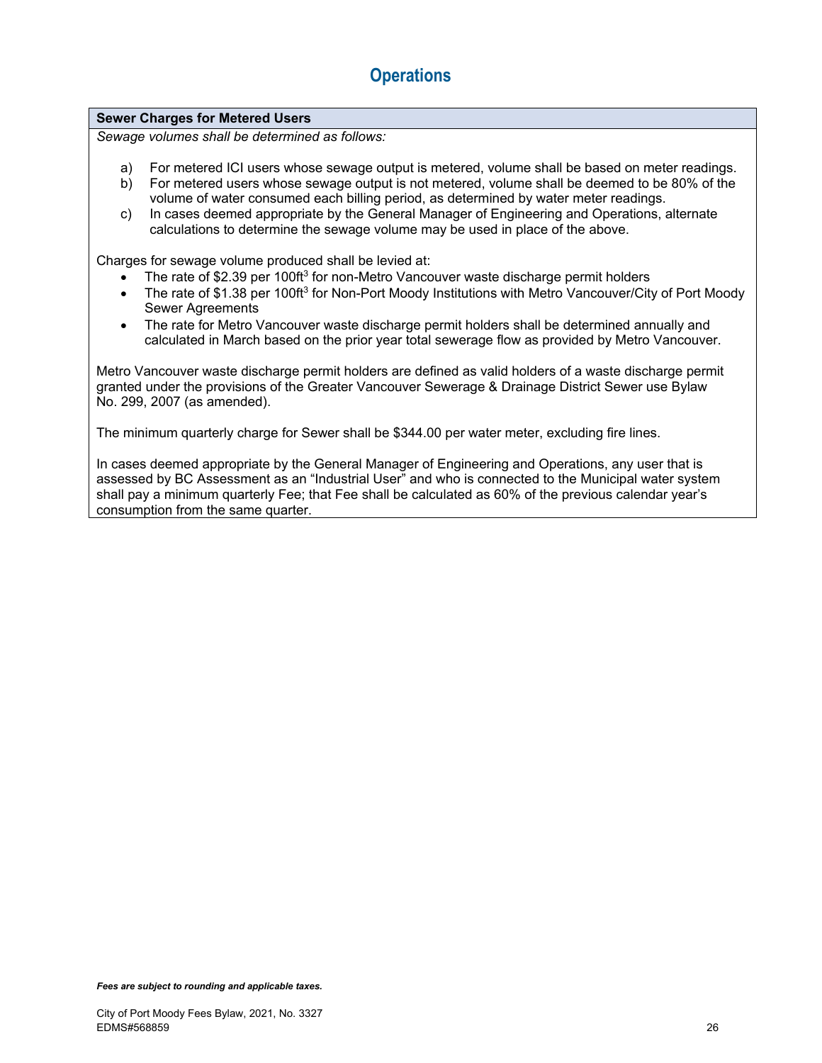# Operations

## Sewer Charges for Metered Users

*Sewage volumes shall be determined as follows:*

a) For metered ICI users whose sewage output is metered, volume shall be based on meter readings.
b) For metered users whose sewage output is not metered, volume shall be deemed to be 80% of the volume of water consumed each billing period, as determined by water meter readings.
c) In cases deemed appropriate by the General Manager of Engineering and Operations, alternate calculations to determine the sewage volume may be used in place of the above.

Charges for sewage volume produced shall be levied at:

- The rate of $2.39 per 100ft$^3$ for non-Metro Vancouver waste discharge permit holders
- The rate of $1.38 per 100ft$^3$ for Non-Port Moody Institutions with Metro Vancouver/City of Port Moody Sewer Agreements
- The rate for Metro Vancouver waste discharge permit holders shall be determined annually and calculated in March based on the prior year total sewerage flow as provided by Metro Vancouver.

Metro Vancouver waste discharge permit holders are defined as valid holders of a waste discharge permit granted under the provisions of the Greater Vancouver Sewerage & Drainage District Sewer use Bylaw No. 299, 2007 (as amended).

The minimum quarterly charge for Sewer shall be $344.00 per water meter, excluding fire lines.

In cases deemed appropriate by the General Manager of Engineering and Operations, any user that is assessed by BC Assessment as an "Industrial User" and who is connected to the Municipal water system shall pay a minimum quarterly Fee; that Fee shall be calculated as 60% of the previous calendar year's consumption from the same quarter.

***Fees are subject to rounding and applicable taxes.***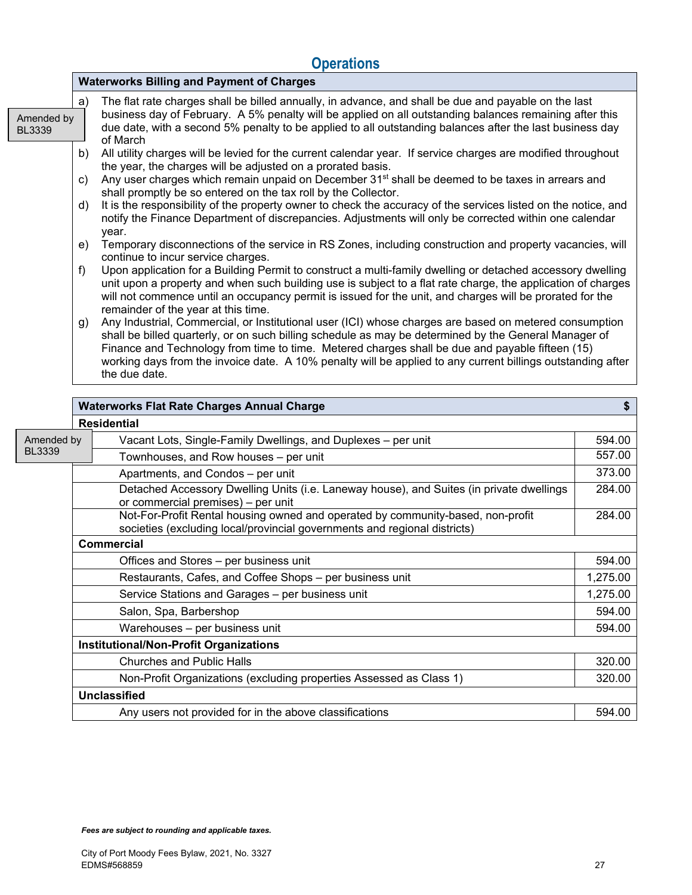## Operations

### Waterworks Billing and Payment of Charges

Amended by BL3339

a) The flat rate charges shall be billed annually, in advance, and shall be due and payable on the last business day of February. A 5% penalty will be applied on all outstanding balances remaining after this due date, with a second 5% penalty to be applied to all outstanding balances after the last business day of March

b) All utility charges will be levied for the current calendar year. If service charges are modified throughout the year, the charges will be adjusted on a prorated basis.

c) Any user charges which remain unpaid on December 31st shall be deemed to be taxes in arrears and shall promptly be so entered on the tax roll by the Collector.

d) It is the responsibility of the property owner to check the accuracy of the services listed on the notice, and notify the Finance Department of discrepancies. Adjustments will only be corrected within one calendar year.

e) Temporary disconnections of the service in RS Zones, including construction and property vacancies, will continue to incur service charges.

f) Upon application for a Building Permit to construct a multi-family dwelling or detached accessory dwelling unit upon a property and when such building use is subject to a flat rate charge, the application of charges will not commence until an occupancy permit is issued for the unit, and charges will be prorated for the remainder of the year at this time.

g) Any Industrial, Commercial, or Institutional user (ICI) whose charges are based on metered consumption shall be billed quarterly, or on such billing schedule as may be determined by the General Manager of Finance and Technology from time to time. Metered charges shall be due and payable fifteen (15) working days from the invoice date. A 10% penalty will be applied to any current billings outstanding after the due date.

Amended by BL3339

| Waterworks Flat Rate Charges Annual Charge | $ |
|---|---|
| **Residential** | |
| Vacant Lots, Single-Family Dwellings, and Duplexes – per unit | 594.00 |
| Townhouses, and Row houses – per unit | 557.00 |
| Apartments, and Condos – per unit | 373.00 |
| Detached Accessory Dwelling Units (i.e. Laneway house), and Suites (in private dwellings or commercial premises) – per unit | 284.00 |
| Not-For-Profit Rental housing owned and operated by community-based, non-profit societies (excluding local/provincial governments and regional districts) | 284.00 |
| **Commercial** | |
| Offices and Stores – per business unit | 594.00 |
| Restaurants, Cafes, and Coffee Shops – per business unit | 1,275.00 |
| Service Stations and Garages – per business unit | 1,275.00 |
| Salon, Spa, Barbershop | 594.00 |
| Warehouses – per business unit | 594.00 |
| **Institutional/Non-Profit Organizations** | |
| Churches and Public Halls | 320.00 |
| Non-Profit Organizations (excluding properties Assessed as Class 1) | 320.00 |
| **Unclassified** | |
| Any users not provided for in the above classifications | 594.00 |

***Fees are subject to rounding and applicable taxes.***

City of Port Moody Fees Bylaw, 2021, No. 3327
EDMS#568859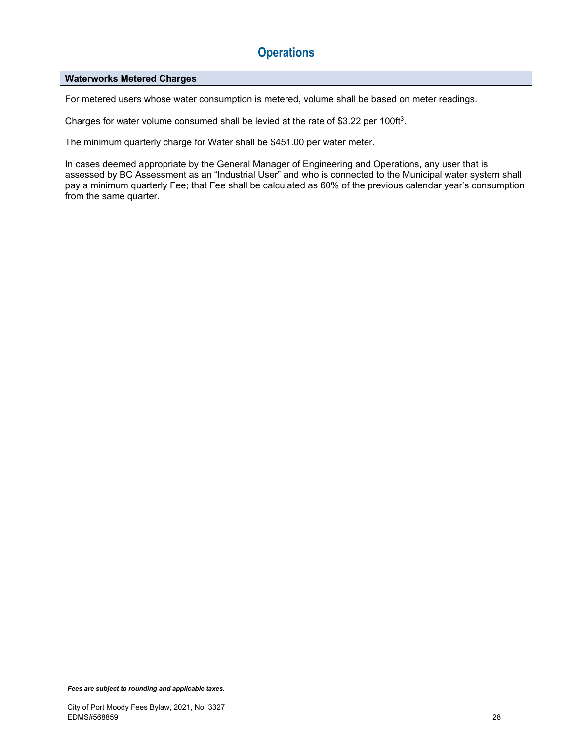# Operations

## Waterworks Metered Charges

For metered users whose water consumption is metered, volume shall be based on meter readings.

Charges for water volume consumed shall be levied at the rate of \$3.22 per $100ft^3$.

The minimum quarterly charge for Water shall be \$451.00 per water meter.

In cases deemed appropriate by the General Manager of Engineering and Operations, any user that is assessed by BC Assessment as an “Industrial User” and who is connected to the Municipal water system shall pay a minimum quarterly Fee; that Fee shall be calculated as 60% of the previous calendar year’s consumption from the same quarter.

***Fees are subject to rounding and applicable taxes.***

City of Port Moody Fees Bylaw, 2021, No. 3327
EDMS#568859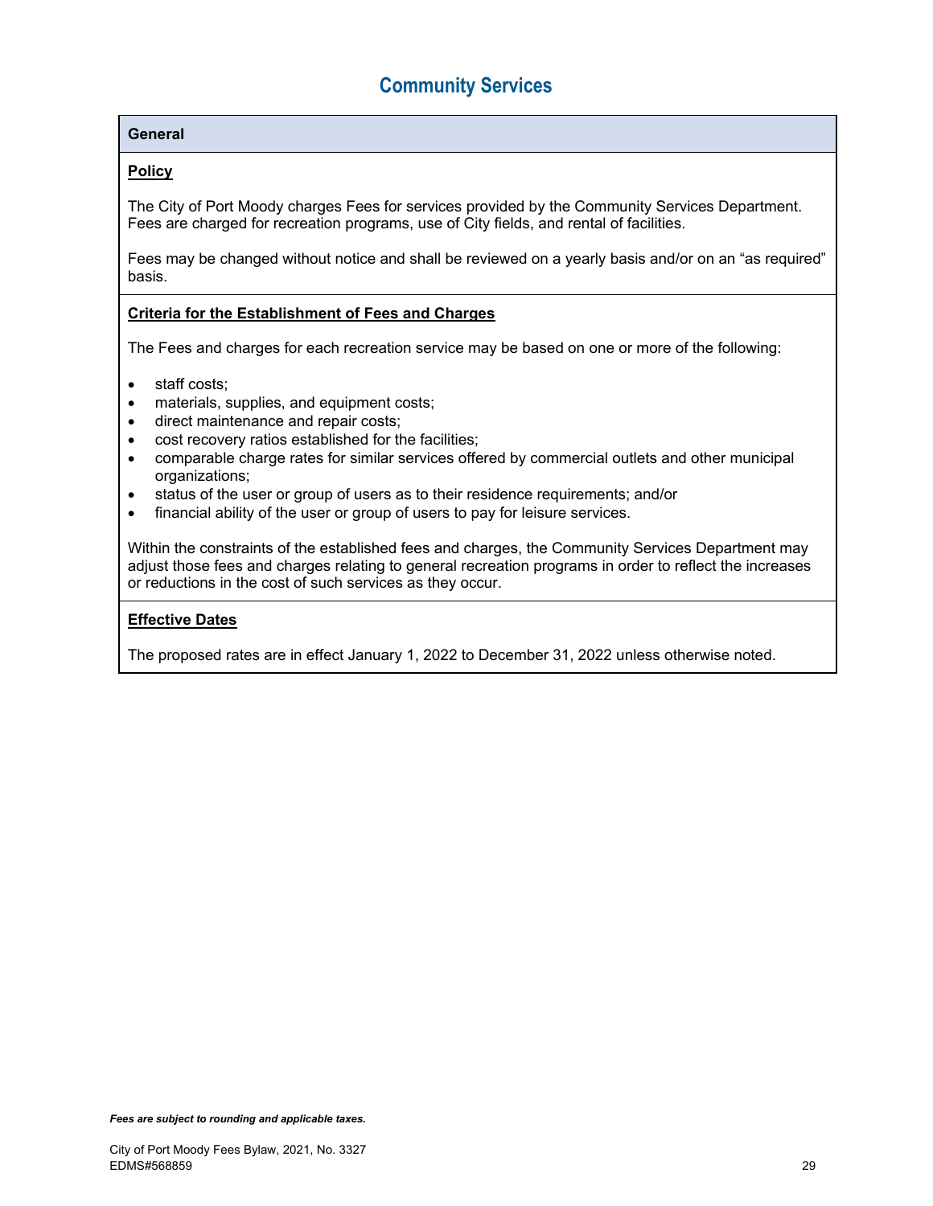# Community Services

## General

**Policy**

The City of Port Moody charges Fees for services provided by the Community Services Department. Fees are charged for recreation programs, use of City fields, and rental of facilities.

Fees may be changed without notice and shall be reviewed on a yearly basis and/or on an "as required" basis.

**Criteria for the Establishment of Fees and Charges**

The Fees and charges for each recreation service may be based on one or more of the following:

- staff costs;
- materials, supplies, and equipment costs;
- direct maintenance and repair costs;
- cost recovery ratios established for the facilities;
- comparable charge rates for similar services offered by commercial outlets and other municipal organizations;
- status of the user or group of users as to their residence requirements; and/or
- financial ability of the user or group of users to pay for leisure services.

Within the constraints of the established fees and charges, the Community Services Department may adjust those fees and charges relating to general recreation programs in order to reflect the increases or reductions in the cost of such services as they occur.

**Effective Dates**

The proposed rates are in effect January 1, 2022 to December 31, 2022 unless otherwise noted.

*Fees are subject to rounding and applicable taxes.*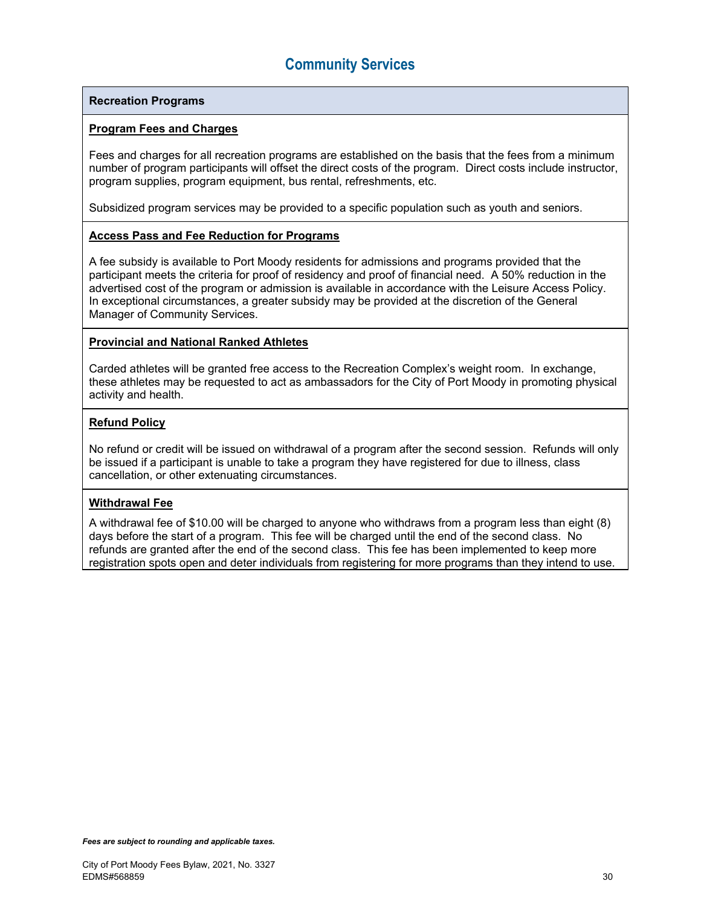# Community Services

## Recreation Programs

**Program Fees and Charges**

Fees and charges for all recreation programs are established on the basis that the fees from a minimum number of program participants will offset the direct costs of the program. Direct costs include instructor, program supplies, program equipment, bus rental, refreshments, etc.

Subsidized program services may be provided to a specific population such as youth and seniors.

**Access Pass and Fee Reduction for Programs**

A fee subsidy is available to Port Moody residents for admissions and programs provided that the participant meets the criteria for proof of residency and proof of financial need. A 50% reduction in the advertised cost of the program or admission is available in accordance with the Leisure Access Policy. In exceptional circumstances, a greater subsidy may be provided at the discretion of the General Manager of Community Services.

**Provincial and National Ranked Athletes**

Carded athletes will be granted free access to the Recreation Complex's weight room. In exchange, these athletes may be requested to act as ambassadors for the City of Port Moody in promoting physical activity and health.

**Refund Policy**

No refund or credit will be issued on withdrawal of a program after the second session. Refunds will only be issued if a participant is unable to take a program they have registered for due to illness, class cancellation, or other extenuating circumstances.

**Withdrawal Fee**

A withdrawal fee of $10.00 will be charged to anyone who withdraws from a program less than eight (8) days before the start of a program. This fee will be charged until the end of the second class. No refunds are granted after the end of the second class. This fee has been implemented to keep more registration spots open and deter individuals from registering for more programs than they intend to use.

***Fees are subject to rounding and applicable taxes.***

City of Port Moody Fees Bylaw, 2021, No. 3327
EDMS#568859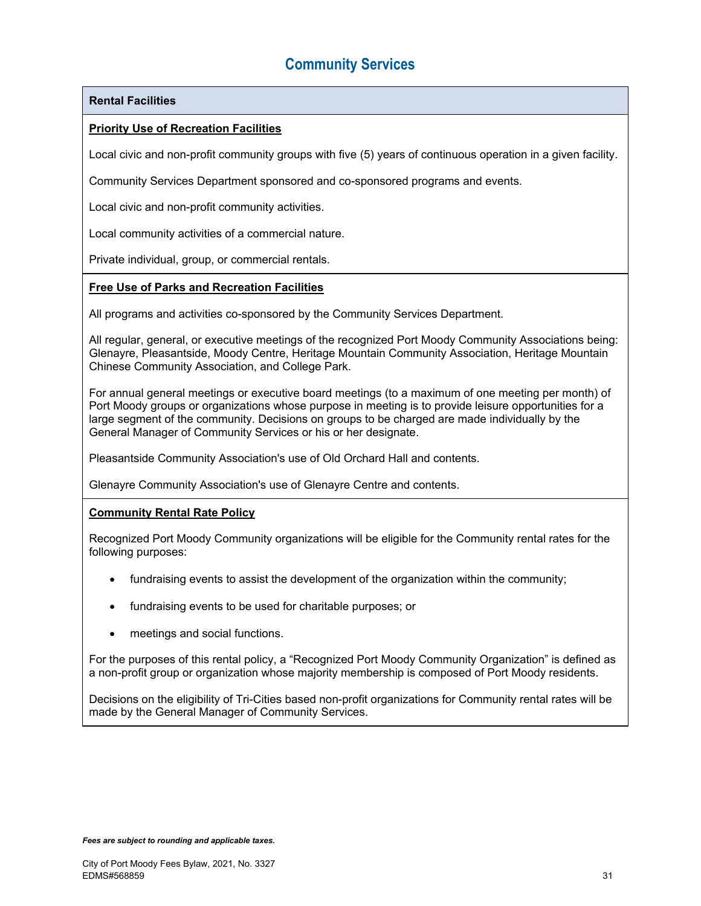# Community Services

## Rental Facilities

**Priority Use of Recreation Facilities**

Local civic and non-profit community groups with five (5) years of continuous operation in a given facility.

Community Services Department sponsored and co-sponsored programs and events.

Local civic and non-profit community activities.

Local community activities of a commercial nature.

Private individual, group, or commercial rentals.

**Free Use of Parks and Recreation Facilities**

All programs and activities co-sponsored by the Community Services Department.

All regular, general, or executive meetings of the recognized Port Moody Community Associations being: Glenayre, Pleasantside, Moody Centre, Heritage Mountain Community Association, Heritage Mountain Chinese Community Association, and College Park.

For annual general meetings or executive board meetings (to a maximum of one meeting per month) of Port Moody groups or organizations whose purpose in meeting is to provide leisure opportunities for a large segment of the community. Decisions on groups to be charged are made individually by the General Manager of Community Services or his or her designate.

Pleasantside Community Association's use of Old Orchard Hall and contents.

Glenayre Community Association's use of Glenayre Centre and contents.

**Community Rental Rate Policy**

Recognized Port Moody Community organizations will be eligible for the Community rental rates for the following purposes:

- fundraising events to assist the development of the organization within the community;
- fundraising events to be used for charitable purposes; or
- meetings and social functions.

For the purposes of this rental policy, a "Recognized Port Moody Community Organization" is defined as a non-profit group or organization whose majority membership is composed of Port Moody residents.

Decisions on the eligibility of Tri-Cities based non-profit organizations for Community rental rates will be made by the General Manager of Community Services.

***Fees are subject to rounding and applicable taxes.***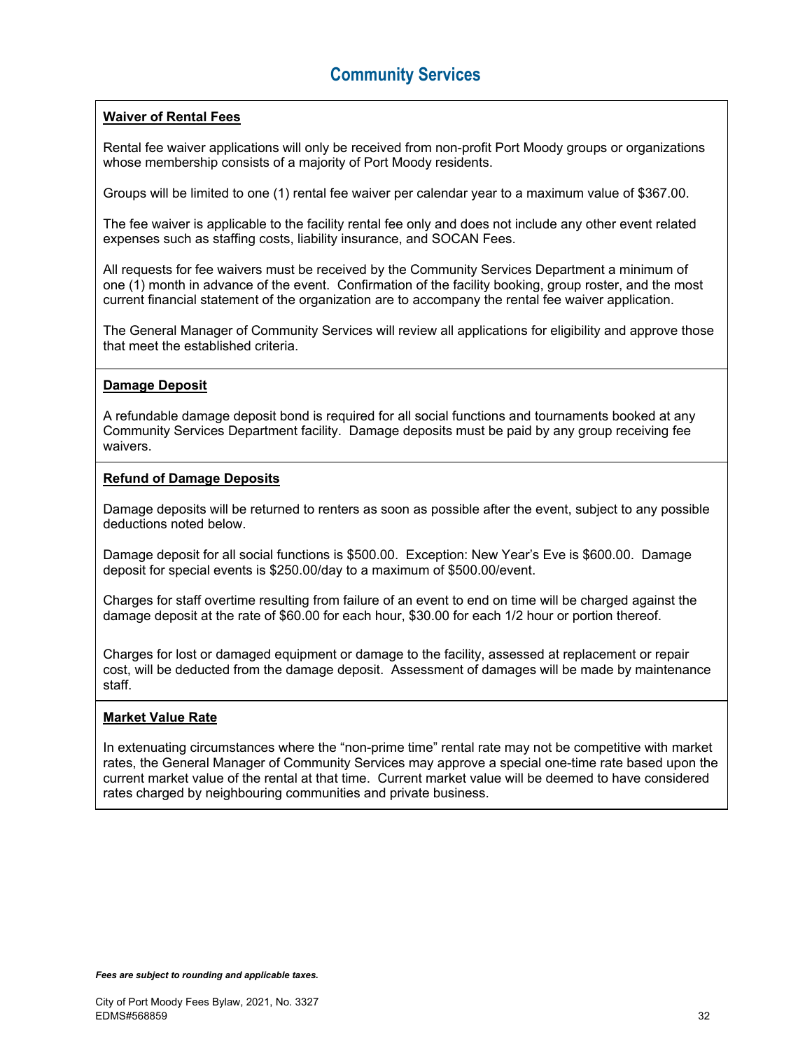# Community Services

## Waiver of Rental Fees

Rental fee waiver applications will only be received from non-profit Port Moody groups or organizations whose membership consists of a majority of Port Moody residents.

Groups will be limited to one (1) rental fee waiver per calendar year to a maximum value of $367.00.

The fee waiver is applicable to the facility rental fee only and does not include any other event related expenses such as staffing costs, liability insurance, and SOCAN Fees.

All requests for fee waivers must be received by the Community Services Department a minimum of one (1) month in advance of the event. Confirmation of the facility booking, group roster, and the most current financial statement of the organization are to accompany the rental fee waiver application.

The General Manager of Community Services will review all applications for eligibility and approve those that meet the established criteria.

## Damage Deposit

A refundable damage deposit bond is required for all social functions and tournaments booked at any Community Services Department facility. Damage deposits must be paid by any group receiving fee waivers.

## Refund of Damage Deposits

Damage deposits will be returned to renters as soon as possible after the event, subject to any possible deductions noted below.

Damage deposit for all social functions is $500.00. Exception: New Year's Eve is $600.00. Damage deposit for special events is $250.00/day to a maximum of $500.00/event.

Charges for staff overtime resulting from failure of an event to end on time will be charged against the damage deposit at the rate of $60.00 for each hour, $30.00 for each 1/2 hour or portion thereof.

Charges for lost or damaged equipment or damage to the facility, assessed at replacement or repair cost, will be deducted from the damage deposit. Assessment of damages will be made by maintenance staff.

## Market Value Rate

In extenuating circumstances where the "non-prime time" rental rate may not be competitive with market rates, the General Manager of Community Services may approve a special one-time rate based upon the current market value of the rental at that time. Current market value will be deemed to have considered rates charged by neighbouring communities and private business.

***Fees are subject to rounding and applicable taxes.***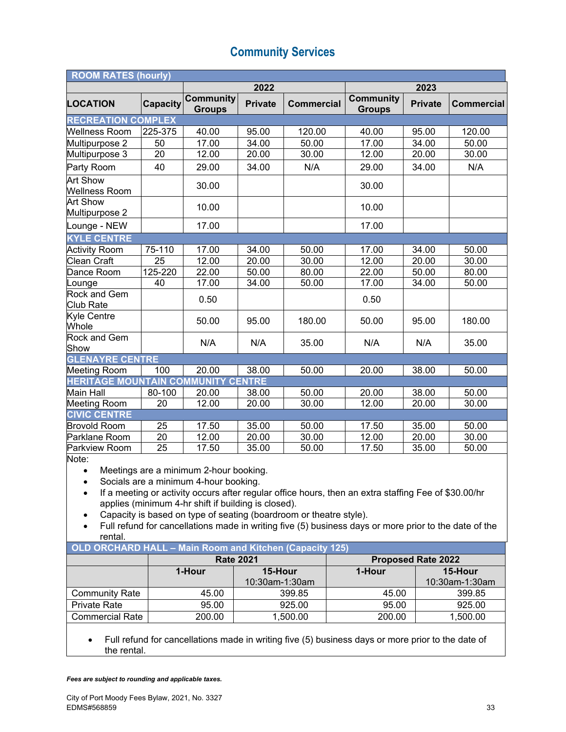# Community Services

| ROOM RATES (hourly) | | | | | | | |
|---|---|---|---|---|---|---|---|
| | | 2022 | | | 2023 | | |
| LOCATION | Capacity | Community Groups | Private | Commercial | Community Groups | Private | Commercial |
| RECREATION COMPLEX | | | | | | | |
| Wellness Room | 225-375 | 40.00 | 95.00 | 120.00 | 40.00 | 95.00 | 120.00 |
| Multipurpose 2 | 50 | 17.00 | 34.00 | 50.00 | 17.00 | 34.00 | 50.00 |
| Multipurpose 3 | 20 | 12.00 | 20.00 | 30.00 | 12.00 | 20.00 | 30.00 |
| Party Room | 40 | 29.00 | 34.00 | N/A | 29.00 | 34.00 | N/A |
| Art Show Wellness Room | | 30.00 | | | 30.00 | | |
| Art Show Multipurpose 2 | | 10.00 | | | 10.00 | | |
| Lounge - NEW | | 17.00 | | | 17.00 | | |
| KYLE CENTRE | | | | | | | |
| Activity Room | 75-110 | 17.00 | 34.00 | 50.00 | 17.00 | 34.00 | 50.00 |
| Clean Craft | 25 | 12.00 | 20.00 | 30.00 | 12.00 | 20.00 | 30.00 |
| Dance Room | 125-220 | 22.00 | 50.00 | 80.00 | 22.00 | 50.00 | 80.00 |
| Lounge | 40 | 17.00 | 34.00 | 50.00 | 17.00 | 34.00 | 50.00 |
| Rock and Gem Club Rate | | 0.50 | | | 0.50 | | |
| Kyle Centre Whole | | 50.00 | 95.00 | 180.00 | 50.00 | 95.00 | 180.00 |
| Rock and Gem Show | | N/A | N/A | 35.00 | N/A | N/A | 35.00 |
| GLENAYRE CENTRE | | | | | | | |
| Meeting Room | 100 | 20.00 | 38.00 | 50.00 | 20.00 | 38.00 | 50.00 |
| HERITAGE MOUNTAIN COMMUNITY CENTRE | | | | | | | |
| Main Hall | 80-100 | 20.00 | 38.00 | 50.00 | 20.00 | 38.00 | 50.00 |
| Meeting Room | 20 | 12.00 | 20.00 | 30.00 | 12.00 | 20.00 | 30.00 |
| CIVIC CENTRE | | | | | | | |
| Brovold Room | 25 | 17.50 | 35.00 | 50.00 | 17.50 | 35.00 | 50.00 |
| Parklane Room | 20 | 12.00 | 20.00 | 30.00 | 12.00 | 20.00 | 30.00 |
| Parkview Room | 25 | 17.50 | 35.00 | 50.00 | 17.50 | 35.00 | 50.00 |

Note:

- Meetings are a minimum 2-hour booking.
- Socials are a minimum 4-hour booking.
- If a meeting or activity occurs after regular office hours, then an extra staffing Fee of $30.00/hr applies (minimum 4-hr shift if building is closed).
- Capacity is based on type of seating (boardroom or theatre style).
- Full refund for cancellations made in writing five (5) business days or more prior to the date of the rental.

| OLD ORCHARD HALL – Main Room and Kitchen (Capacity 125) | | | | |
|---|---|---|---|---|
| | Rate 2021 | | Proposed Rate 2022 | |
| | 1-Hour | 15-Hour 10:30am-1:30am | 1-Hour | 15-Hour 10:30am-1:30am |
| Community Rate | 45.00 | 399.85 | 45.00 | 399.85 |
| Private Rate | 95.00 | 925.00 | 95.00 | 925.00 |
| Commercial Rate | 200.00 | 1,500.00 | 200.00 | 1,500.00 |

- Full refund for cancellations made in writing five (5) business days or more prior to the date of the rental.

***Fees are subject to rounding and applicable taxes.***

City of Port Moody Fees Bylaw, 2021, No. 3327
EDMS#568859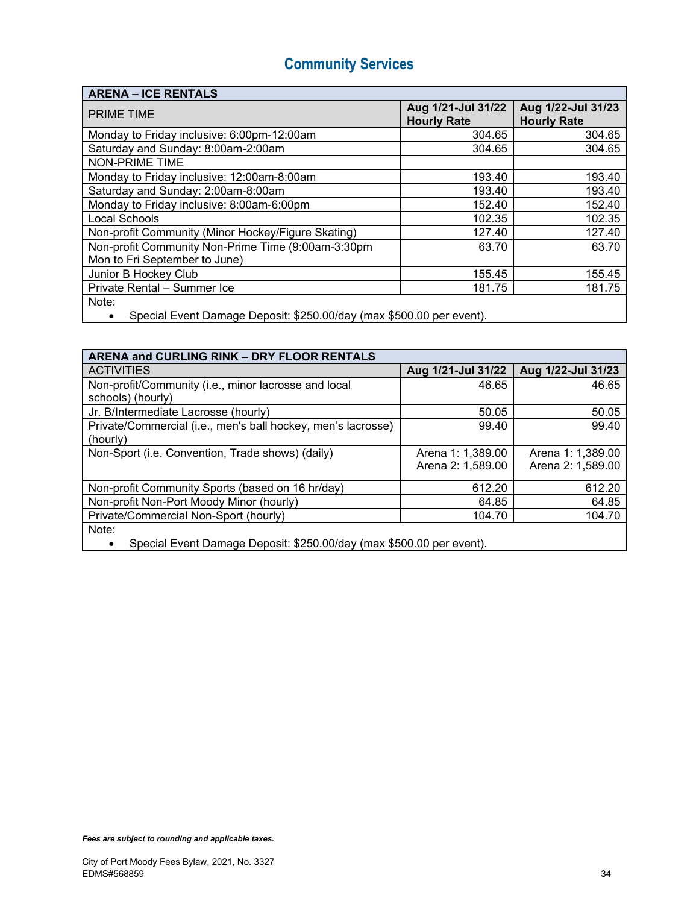# Community Services

| ARENA – ICE RENTALS | | |
|---|---|---|
| PRIME TIME | **Aug 1/21-Jul 31/22 Hourly Rate** | **Aug 1/22-Jul 31/23 Hourly Rate** |
| Monday to Friday inclusive: 6:00pm-12:00am | 304.65 | 304.65 |
| Saturday and Sunday: 8:00am-2:00am | 304.65 | 304.65 |
| NON-PRIME TIME | | |
| Monday to Friday inclusive: 12:00am-8:00am | 193.40 | 193.40 |
| Saturday and Sunday: 2:00am-8:00am | 193.40 | 193.40 |
| Monday to Friday inclusive: 8:00am-6:00pm | 152.40 | 152.40 |
| Local Schools | 102.35 | 102.35 |
| Non-profit Community (Minor Hockey/Figure Skating) | 127.40 | 127.40 |
| Non-profit Community Non-Prime Time (9:00am-3:30pm Mon to Fri September to June) | 63.70 | 63.70 |
| Junior B Hockey Club | 155.45 | 155.45 |
| Private Rental – Summer Ice | 181.75 | 181.75 |

Note:

- Special Event Damage Deposit: $250.00/day (max $500.00 per event).

| ARENA and CURLING RINK – DRY FLOOR RENTALS | | |
|---|---|---|
| ACTIVITIES | **Aug 1/21-Jul 31/22** | **Aug 1/22-Jul 31/23** |
| Non-profit/Community (i.e., minor lacrosse and local schools) (hourly) | 46.65 | 46.65 |
| Jr. B/Intermediate Lacrosse (hourly) | 50.05 | 50.05 |
| Private/Commercial (i.e., men's ball hockey, men's lacrosse) (hourly) | 99.40 | 99.40 |
| Non-Sport (i.e. Convention, Trade shows) (daily) | Arena 1: 1,389.00<br>Arena 2: 1,589.00 | Arena 1: 1,389.00<br>Arena 2: 1,589.00 |
| Non-profit Community Sports (based on 16 hr/day) | 612.20 | 612.20 |
| Non-profit Non-Port Moody Minor (hourly) | 64.85 | 64.85 |
| Private/Commercial Non-Sport (hourly) | 104.70 | 104.70 |

Note:

- Special Event Damage Deposit: $250.00/day (max $500.00 per event).

***Fees are subject to rounding and applicable taxes.***

City of Port Moody Fees Bylaw, 2021, No. 3327
EDMS#568859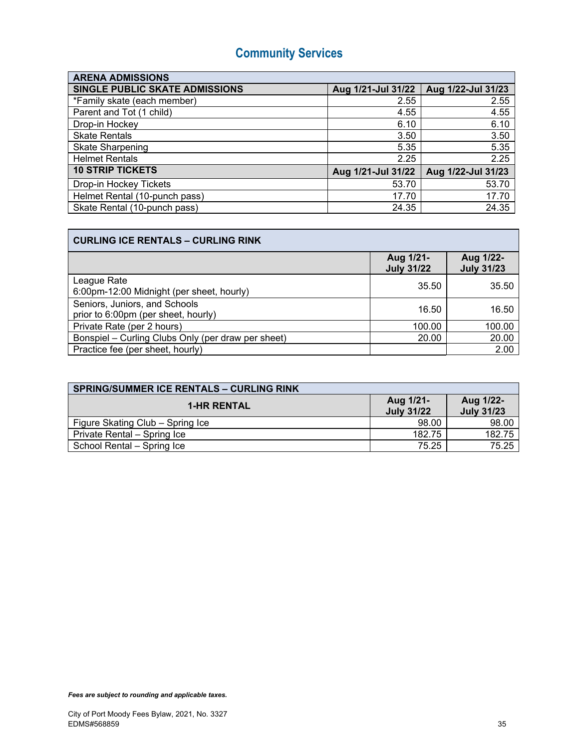# Community Services

| ARENA ADMISSIONS | | |
|---|---|---|
| **SINGLE PUBLIC SKATE ADMISSIONS** | **Aug 1/21-Jul 31/22** | **Aug 1/22-Jul 31/23** |
| *Family skate (each member) | 2.55 | 2.55 |
| Parent and Tot (1 child) | 4.55 | 4.55 |
| Drop-in Hockey | 6.10 | 6.10 |
| Skate Rentals | 3.50 | 3.50 |
| Skate Sharpening | 5.35 | 5.35 |
| Helmet Rentals | 2.25 | 2.25 |
| **10 STRIP TICKETS** | **Aug 1/21-Jul 31/22** | **Aug 1/22-Jul 31/23** |
| Drop-in Hockey Tickets | 53.70 | 53.70 |
| Helmet Rental (10-punch pass) | 17.70 | 17.70 |
| Skate Rental (10-punch pass) | 24.35 | 24.35 |

| CURLING ICE RENTALS – CURLING RINK | | |
|---|---|---|
| | **Aug 1/21-July 31/22** | **Aug 1/22-July 31/23** |
| League Rate<br>6:00pm-12:00 Midnight (per sheet, hourly) | 35.50 | 35.50 |
| Seniors, Juniors, and Schools<br>prior to 6:00pm (per sheet, hourly) | 16.50 | 16.50 |
| Private Rate (per 2 hours) | 100.00 | 100.00 |
| Bonspiel – Curling Clubs Only (per draw per sheet) | 20.00 | 20.00 |
| Practice fee (per sheet, hourly) | | 2.00 |

| SPRING/SUMMER ICE RENTALS – CURLING RINK | | |
|---|---|---|
| **1-HR RENTAL** | **Aug 1/21-July 31/22** | **Aug 1/22-July 31/23** |
| Figure Skating Club – Spring Ice | 98.00 | 98.00 |
| Private Rental – Spring Ice | 182.75 | 182.75 |
| School Rental – Spring Ice | 75.25 | 75.25 |

***Fees are subject to rounding and applicable taxes.***

City of Port Moody Fees Bylaw, 2021, No. 3327
EDMS#568859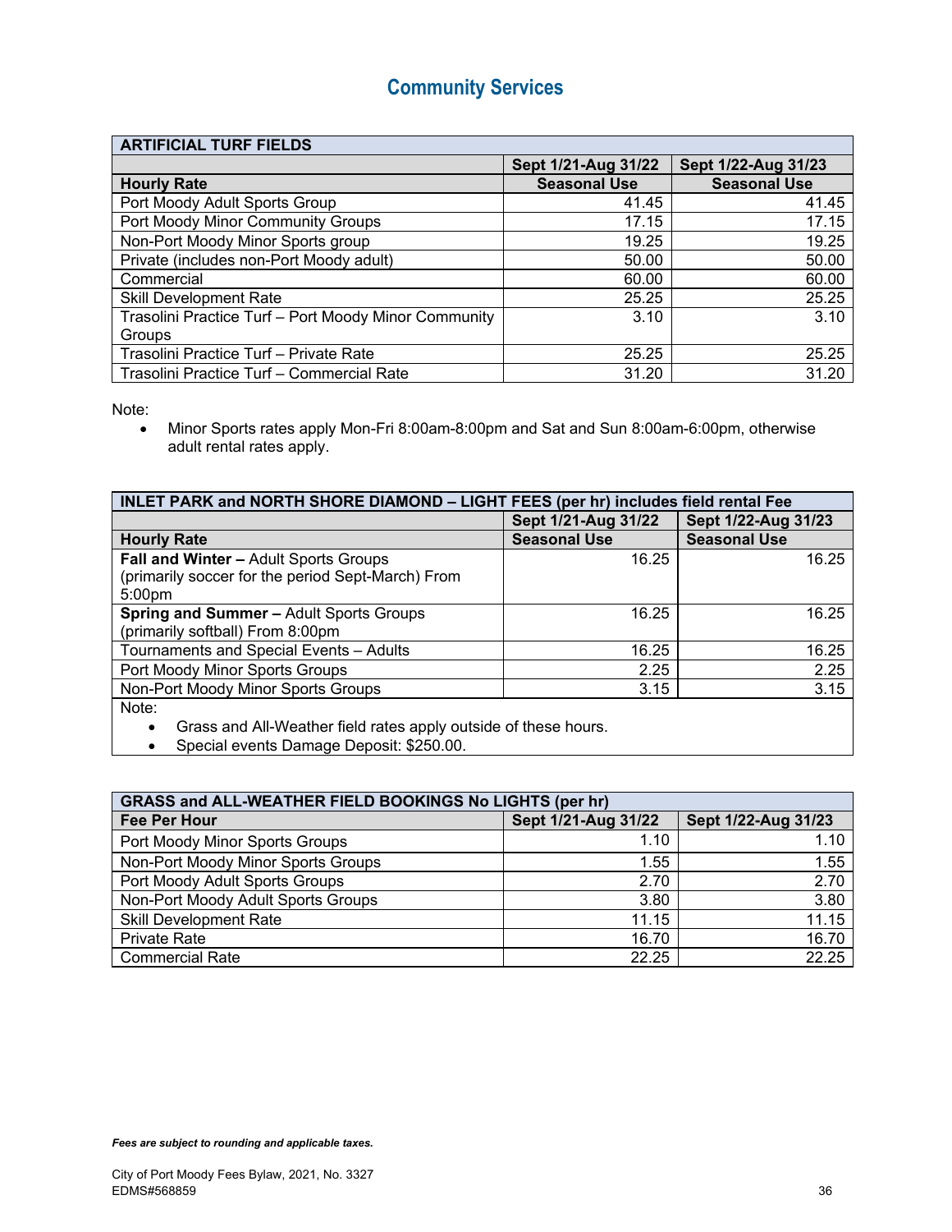# Community Services

| ARTIFICIAL TURF FIELDS | | |
|---|---|---|
| | Sept 1/21-Aug 31/22 | Sept 1/22-Aug 31/23 |
| **Hourly Rate** | **Seasonal Use** | **Seasonal Use** |
| Port Moody Adult Sports Group | 41.45 | 41.45 |
| Port Moody Minor Community Groups | 17.15 | 17.15 |
| Non-Port Moody Minor Sports group | 19.25 | 19.25 |
| Private (includes non-Port Moody adult) | 50.00 | 50.00 |
| Commercial | 60.00 | 60.00 |
| Skill Development Rate | 25.25 | 25.25 |
| Trasolini Practice Turf – Port Moody Minor Community Groups | 3.10 | 3.10 |
| Trasolini Practice Turf – Private Rate | 25.25 | 25.25 |
| Trasolini Practice Turf – Commercial Rate | 31.20 | 31.20 |

Note:

- Minor Sports rates apply Mon-Fri 8:00am-8:00pm and Sat and Sun 8:00am-6:00pm, otherwise adult rental rates apply.

| INLET PARK and NORTH SHORE DIAMOND – LIGHT FEES (per hr) includes field rental Fee | | |
|---|---|---|
| | Sept 1/21-Aug 31/22 | Sept 1/22-Aug 31/23 |
| **Hourly Rate** | **Seasonal Use** | **Seasonal Use** |
| **Fall and Winter –** Adult Sports Groups (primarily soccer for the period Sept-March) From 5:00pm | 16.25 | 16.25 |
| **Spring and Summer –** Adult Sports Groups (primarily softball) From 8:00pm | 16.25 | 16.25 |
| Tournaments and Special Events – Adults | 16.25 | 16.25 |
| Port Moody Minor Sports Groups | 2.25 | 2.25 |
| Non-Port Moody Minor Sports Groups | 3.15 | 3.15 |

Note:

- Grass and All-Weather field rates apply outside of these hours.
- Special events Damage Deposit: $250.00.

| GRASS and ALL-WEATHER FIELD BOOKINGS No LIGHTS (per hr) | | |
|---|---|---|
| **Fee Per Hour** | **Sept 1/21-Aug 31/22** | **Sept 1/22-Aug 31/23** |
| Port Moody Minor Sports Groups | 1.10 | 1.10 |
| Non-Port Moody Minor Sports Groups | 1.55 | 1.55 |
| Port Moody Adult Sports Groups | 2.70 | 2.70 |
| Non-Port Moody Adult Sports Groups | 3.80 | 3.80 |
| Skill Development Rate | 11.15 | 11.15 |
| Private Rate | 16.70 | 16.70 |
| Commercial Rate | 22.25 | 22.25 |

***Fees are subject to rounding and applicable taxes.***

City of Port Moody Fees Bylaw, 2021, No. 3327
EDMS#568859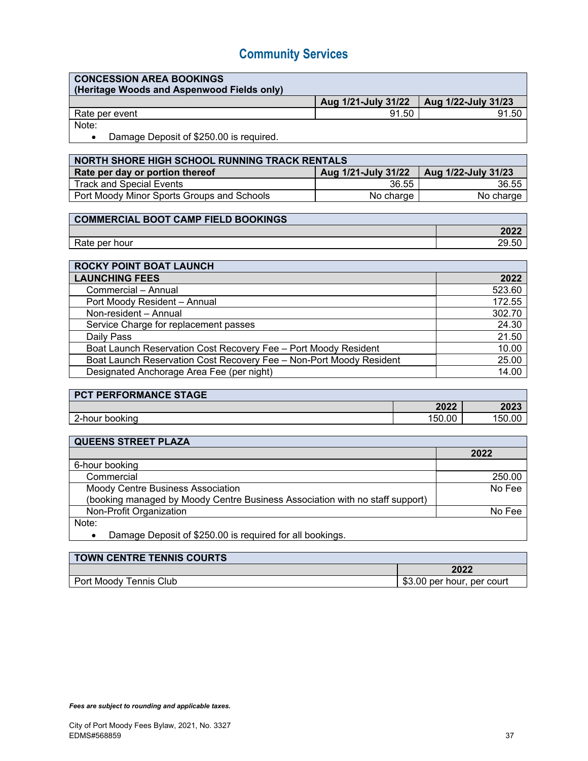# Community Services

| CONCESSION AREA BOOKINGS (Heritage Woods and Aspenwood Fields only) | | |
|---|---|---|
| | Aug 1/21-July 31/22 | Aug 1/22-July 31/23 |
| Rate per event | 91.50 | 91.50 |

Note:

- Damage Deposit of $250.00 is required.

| NORTH SHORE HIGH SCHOOL RUNNING TRACK RENTALS | | |
|---|---|---|
| Rate per day or portion thereof | Aug 1/21-July 31/22 | Aug 1/22-July 31/23 |
| Track and Special Events | 36.55 | 36.55 |
| Port Moody Minor Sports Groups and Schools | No charge | No charge |

| COMMERCIAL BOOT CAMP FIELD BOOKINGS | |
|---|---|
| | 2022 |
| Rate per hour | 29.50 |

| ROCKY POINT BOAT LAUNCH | |
|---|---|
| LAUNCHING FEES | 2022 |
| Commercial – Annual | 523.60 |
| Port Moody Resident – Annual | 172.55 |
| Non-resident – Annual | 302.70 |
| Service Charge for replacement passes | 24.30 |
| Daily Pass | 21.50 |
| Boat Launch Reservation Cost Recovery Fee – Port Moody Resident | 10.00 |
| Boat Launch Reservation Cost Recovery Fee – Non-Port Moody Resident | 25.00 |
| Designated Anchorage Area Fee (per night) | 14.00 |

| PCT PERFORMANCE STAGE | | |
|---|---|---|
| | 2022 | 2023 |
| 2-hour booking | 150.00 | 150.00 |

| QUEENS STREET PLAZA | |
|---|---|
| | 2022 |
| 6-hour booking | |
| Commercial | 250.00 |
| Moody Centre Business Association (booking managed by Moody Centre Business Association with no staff support) | No Fee |
| Non-Profit Organization | No Fee |

Note:

- Damage Deposit of $250.00 is required for all bookings.

| TOWN CENTRE TENNIS COURTS | |
|---|---|
| | 2022 |
| Port Moody Tennis Club | $3.00 per hour, per court |

***Fees are subject to rounding and applicable taxes.***

City of Port Moody Fees Bylaw, 2021, No. 3327
EDMS#568859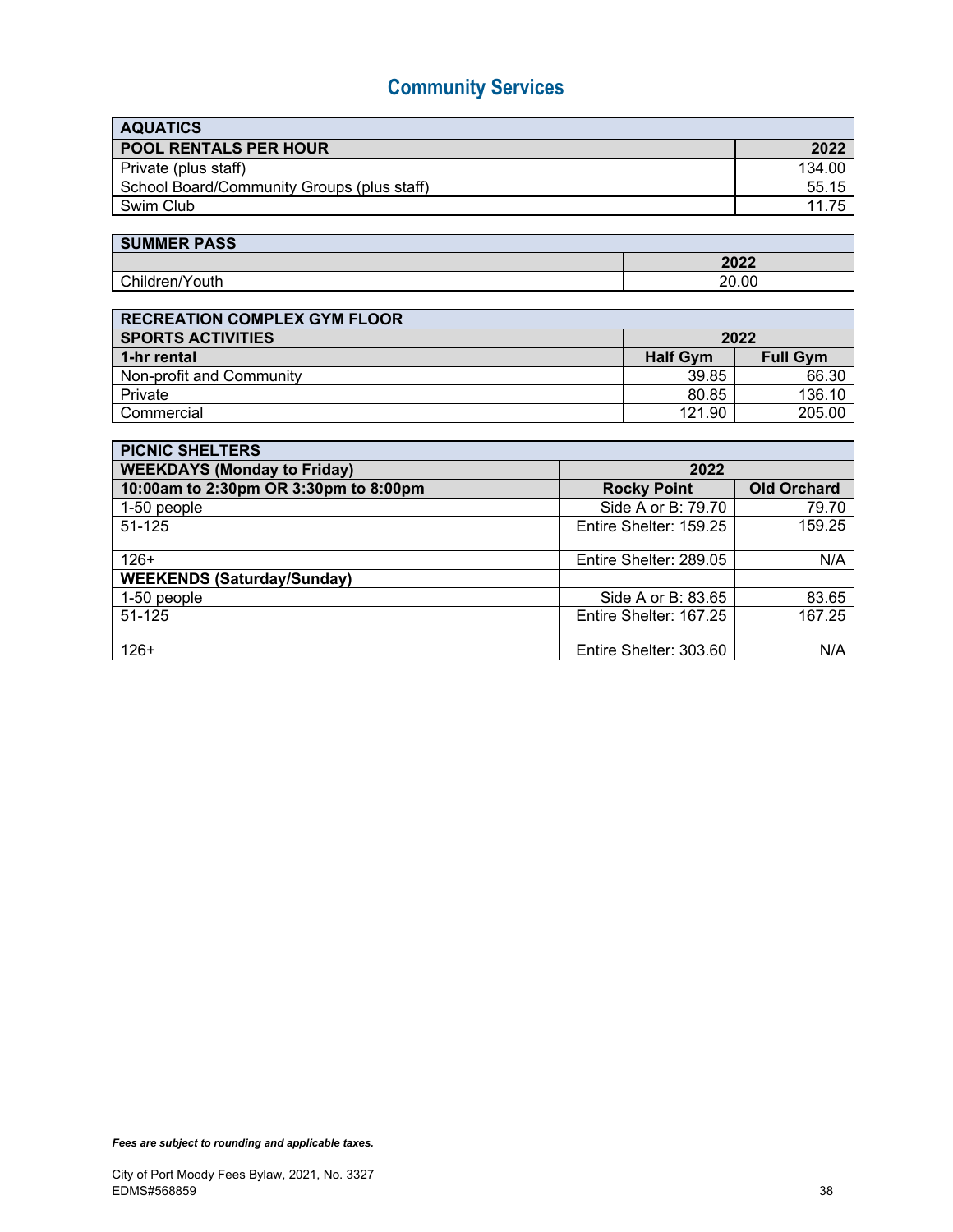# Community Services

| AQUATICS | |
|---|---|
| **POOL RENTALS PER HOUR** | **2022** |
| Private (plus staff) | 134.00 |
| School Board/Community Groups (plus staff) | 55.15 |
| Swim Club | 11.75 |

| SUMMER PASS | |
|---|---|
| | **2022** |
| Children/Youth | 20.00 |

| RECREATION COMPLEX GYM FLOOR | | |
|---|---|---|
| **SPORTS ACTIVITIES** | **2022** | |
| **1-hr rental** | **Half Gym** | **Full Gym** |
| Non-profit and Community | 39.85 | 66.30 |
| Private | 80.85 | 136.10 |
| Commercial | 121.90 | 205.00 |

| PICNIC SHELTERS | | |
|---|---|---|
| **WEEKDAYS (Monday to Friday)** | **2022** | |
| **10:00am to 2:30pm OR 3:30pm to 8:00pm** | **Rocky Point** | **Old Orchard** |
| 1-50 people | Side A or B: 79.70 | 79.70 |
| 51-125 | Entire Shelter: 159.25 | 159.25 |
| 126+ | Entire Shelter: 289.05 | N/A |
| **WEEKENDS (Saturday/Sunday)** | | |
| 1-50 people | Side A or B: 83.65 | 83.65 |
| 51-125 | Entire Shelter: 167.25 | 167.25 |
| 126+ | Entire Shelter: 303.60 | N/A |

***Fees are subject to rounding and applicable taxes.***

City of Port Moody Fees Bylaw, 2021, No. 3327
EDMS#568859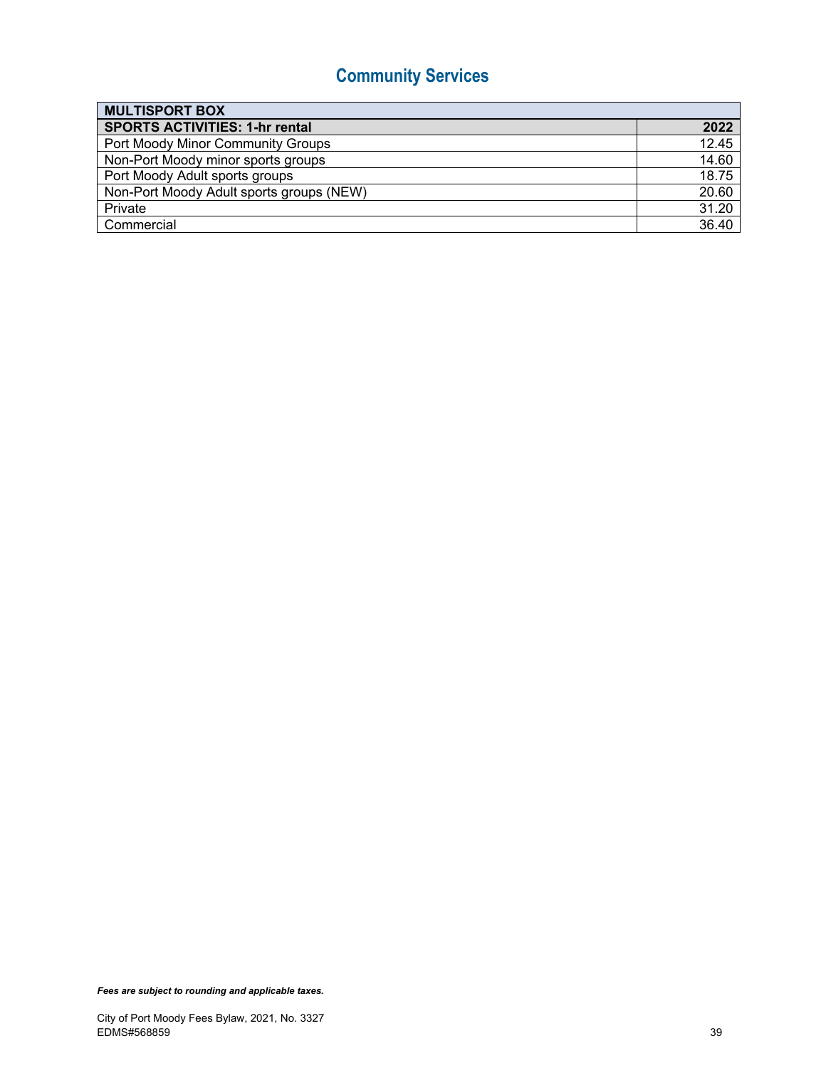# Community Services

| MULTISPORT BOX | |
|---|---|
| **SPORTS ACTIVITIES: 1-hr rental** | **2022** |
| Port Moody Minor Community Groups | 12.45 |
| Non-Port Moody minor sports groups | 14.60 |
| Port Moody Adult sports groups | 18.75 |
| Non-Port Moody Adult sports groups (NEW) | 20.60 |
| Private | 31.20 |
| Commercial | 36.40 |

***Fees are subject to rounding and applicable taxes.***

City of Port Moody Fees Bylaw, 2021, No. 3327
EDMS#568859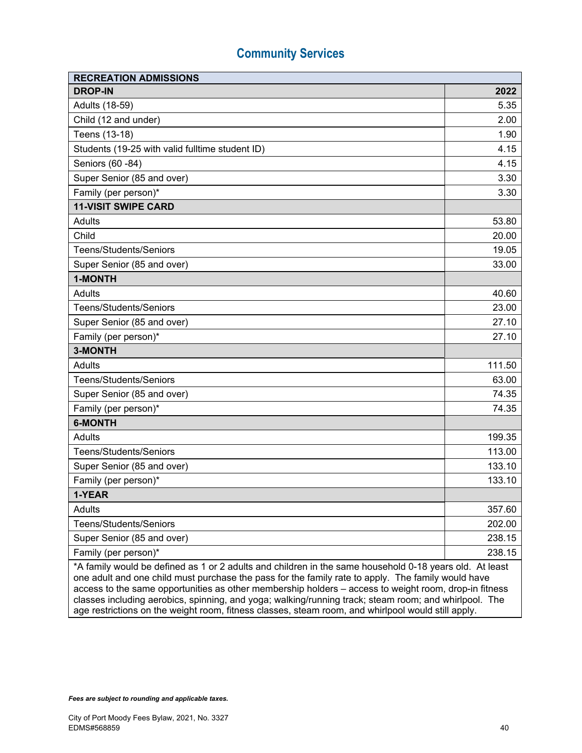# Community Services

| RECREATION ADMISSIONS | |
|---|---|
| **DROP-IN** | **2022** |
| Adults (18-59) | 5.35 |
| Child (12 and under) | 2.00 |
| Teens (13-18) | 1.90 |
| Students (19-25 with valid fulltime student ID) | 4.15 |
| Seniors (60 -84) | 4.15 |
| Super Senior (85 and over) | 3.30 |
| Family (per person)* | 3.30 |
| **11-VISIT SWIPE CARD** | |
| Adults | 53.80 |
| Child | 20.00 |
| Teens/Students/Seniors | 19.05 |
| Super Senior (85 and over) | 33.00 |
| **1-MONTH** | |
| Adults | 40.60 |
| Teens/Students/Seniors | 23.00 |
| Super Senior (85 and over) | 27.10 |
| Family (per person)* | 27.10 |
| **3-MONTH** | |
| Adults | 111.50 |
| Teens/Students/Seniors | 63.00 |
| Super Senior (85 and over) | 74.35 |
| Family (per person)* | 74.35 |
| **6-MONTH** | |
| Adults | 199.35 |
| Teens/Students/Seniors | 113.00 |
| Super Senior (85 and over) | 133.10 |
| Family (per person)* | 133.10 |
| **1-YEAR** | |
| Adults | 357.60 |
| Teens/Students/Seniors | 202.00 |
| Super Senior (85 and over) | 238.15 |
| Family (per person)* | 238.15 |

*A family would be defined as 1 or 2 adults and children in the same household 0-18 years old. At least one adult and one child must purchase the pass for the family rate to apply. The family would have access to the same opportunities as other membership holders – access to weight room, drop-in fitness classes including aerobics, spinning, and yoga; walking/running track; steam room; and whirlpool. The age restrictions on the weight room, fitness classes, steam room, and whirlpool would still apply.

***Fees are subject to rounding and applicable taxes.***

City of Port Moody Fees Bylaw, 2021, No. 3327
EDMS#568859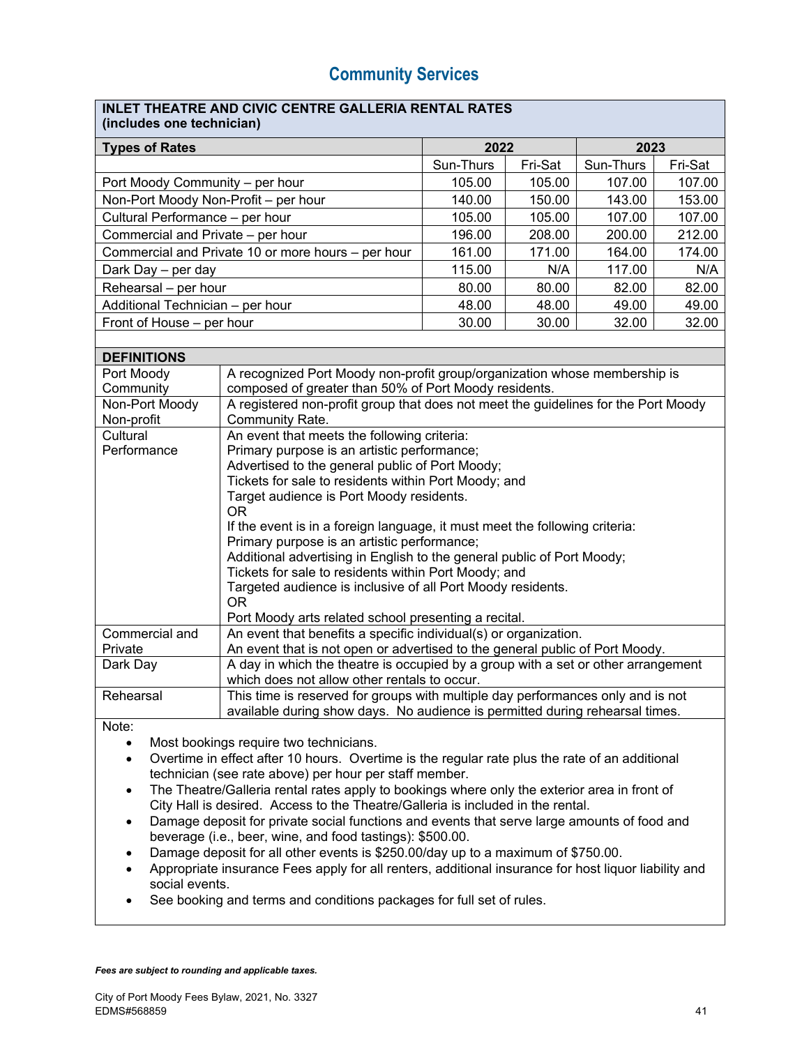# Community Services

**INLET THEATRE AND CIVIC CENTRE GALLERIA RENTAL RATES (includes one technician)**

| Types of Rates | 2022 | | 2023 | |
|---|---|---|---|---|
| | Sun-Thurs | Fri-Sat | Sun-Thurs | Fri-Sat |
| Port Moody Community – per hour | 105.00 | 105.00 | 107.00 | 107.00 |
| Non-Port Moody Non-Profit – per hour | 140.00 | 150.00 | 143.00 | 153.00 |
| Cultural Performance – per hour | 105.00 | 105.00 | 107.00 | 107.00 |
| Commercial and Private – per hour | 196.00 | 208.00 | 200.00 | 212.00 |
| Commercial and Private 10 or more hours – per hour | 161.00 | 171.00 | 164.00 | 174.00 |
| Dark Day – per day | 115.00 | N/A | 117.00 | N/A |
| Rehearsal – per hour | 80.00 | 80.00 | 82.00 | 82.00 |
| Additional Technician – per hour | 48.00 | 48.00 | 49.00 | 49.00 |
| Front of House – per hour | 30.00 | 30.00 | 32.00 | 32.00 |

**DEFINITIONS**

| | |
|---|---|
| Port Moody Community | A recognized Port Moody non-profit group/organization whose membership is composed of greater than 50% of Port Moody residents. |
| Non-Port Moody Non-profit | A registered non-profit group that does not meet the guidelines for the Port Moody Community Rate. |
| Cultural Performance | An event that meets the following criteria:<br>Primary purpose is an artistic performance;<br>Advertised to the general public of Port Moody;<br>Tickets for sale to residents within Port Moody; and<br>Target audience is Port Moody residents.<br>OR<br>If the event is in a foreign language, it must meet the following criteria:<br>Primary purpose is an artistic performance;<br>Additional advertising in English to the general public of Port Moody;<br>Tickets for sale to residents within Port Moody; and<br>Targeted audience is inclusive of all Port Moody residents.<br>OR<br>Port Moody arts related school presenting a recital. |
| Commercial and Private | An event that benefits a specific individual(s) or organization.<br>An event that is not open or advertised to the general public of Port Moody. |
| Dark Day | A day in which the theatre is occupied by a group with a set or other arrangement which does not allow other rentals to occur. |
| Rehearsal | This time is reserved for groups with multiple day performances only and is not available during show days. No audience is permitted during rehearsal times. |

Note:

- Most bookings require two technicians.
- Overtime in effect after 10 hours. Overtime is the regular rate plus the rate of an additional technician (see rate above) per hour per staff member.
- The Theatre/Galleria rental rates apply to bookings where only the exterior area in front of City Hall is desired. Access to the Theatre/Galleria is included in the rental.
- Damage deposit for private social functions and events that serve large amounts of food and beverage (i.e., beer, wine, and food tastings): $500.00.
- Damage deposit for all other events is $250.00/day up to a maximum of $750.00.
- Appropriate insurance Fees apply for all renters, additional insurance for host liquor liability and social events.
- See booking and terms and conditions packages for full set of rules.

***Fees are subject to rounding and applicable taxes.***

City of Port Moody Fees Bylaw, 2021, No. 3327
EDMS#568859